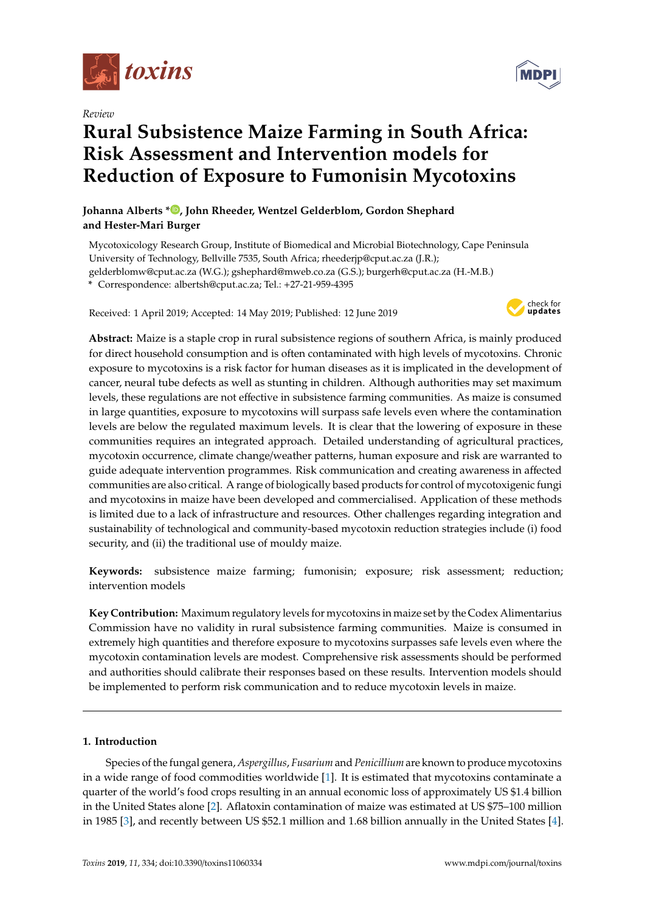*Review*

# Rural Subsistence Maize Farming in South Africa: Risk Assessment and Intervention models for Reduction of Exposure to Fumonisin Mycotoxins

**Johanna Alberts *, John Rheeder, Wentzel Gelderblom, Gordon Shephard and Hester-Mari Burger**

Mycotoxicology Research Group, Institute of Biomedical and Microbial Biotechnology, Cape Peninsula University of Technology, Bellville 7535, South Africa; rheederjp@cput.ac.za (J.R.); gelderblomw@cput.ac.za (W.G.); gshephard@mweb.co.za (G.S.); burgerh@cput.ac.za (H.-M.B.)

\* Correspondence: albertsh@cput.ac.za; Tel.: +27-21-959-4395

Received: 1 April 2019; Accepted: 14 May 2019; Published: 12 June 2019

**Abstract:** Maize is a staple crop in rural subsistence regions of southern Africa, is mainly produced for direct household consumption and is often contaminated with high levels of mycotoxins. Chronic exposure to mycotoxins is a risk factor for human diseases as it is implicated in the development of cancer, neural tube defects as well as stunting in children. Although authorities may set maximum levels, these regulations are not effective in subsistence farming communities. As maize is consumed in large quantities, exposure to mycotoxins will surpass safe levels even where the contamination levels are below the regulated maximum levels. It is clear that the lowering of exposure in these communities requires an integrated approach. Detailed understanding of agricultural practices, mycotoxin occurrence, climate change/weather patterns, human exposure and risk are warranted to guide adequate intervention programmes. Risk communication and creating awareness in affected communities are also critical. A range of biologically based products for control of mycotoxigenic fungi and mycotoxins in maize have been developed and commercialised. Application of these methods is limited due to a lack of infrastructure and resources. Other challenges regarding integration and sustainability of technological and community-based mycotoxin reduction strategies include (i) food security, and (ii) the traditional use of mouldy maize.

**Keywords:** subsistence maize farming; fumonisin; exposure; risk assessment; reduction; intervention models

**Key Contribution:** Maximum regulatory levels for mycotoxins in maize set by the Codex Alimentarius Commission have no validity in rural subsistence farming communities. Maize is consumed in extremely high quantities and therefore exposure to mycotoxins surpasses safe levels even where the mycotoxin contamination levels are modest. Comprehensive risk assessments should be performed and authorities should calibrate their responses based on these results. Intervention models should be implemented to perform risk communication and to reduce mycotoxin levels in maize.

## 1. Introduction

Species of the fungal genera, *Aspergillus*, *Fusarium* and *Penicillium* are known to produce mycotoxins in a wide range of food commodities worldwide [1]. It is estimated that mycotoxins contaminate a quarter of the world's food crops resulting in an annual economic loss of approximately US $1.4 billion in the United States alone [2]. Aflatoxin contamination of maize was estimated at US $75–100 million in 1985 [3], and recently between US $52.1 million and 1.68 billion annually in the United States [4].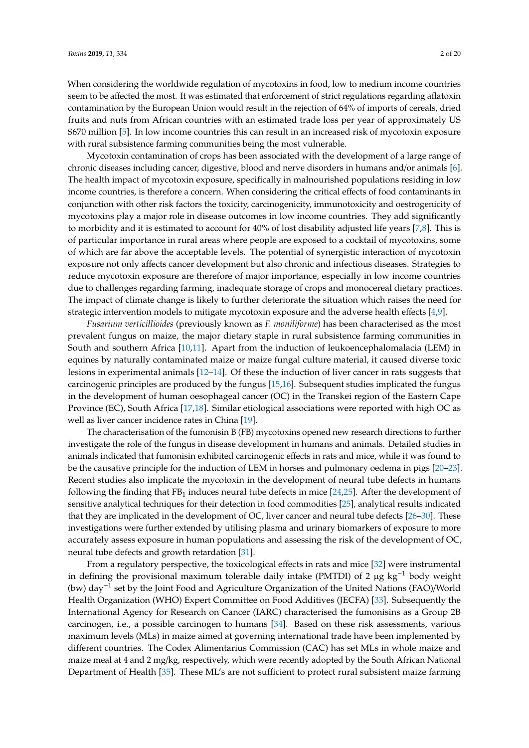When considering the worldwide regulation of mycotoxins in food, low to medium income countries seem to be affected the most. It was estimated that enforcement of strict regulations regarding aflatoxin contamination by the European Union would result in the rejection of 64% of imports of cereals, dried fruits and nuts from African countries with an estimated trade loss per year of approximately US $670 million [5]. In low income countries this can result in an increased risk of mycotoxin exposure with rural subsistence farming communities being the most vulnerable.

Mycotoxin contamination of crops has been associated with the development of a large range of chronic diseases including cancer, digestive, blood and nerve disorders in humans and/or animals [6]. The health impact of mycotoxin exposure, specifically in malnourished populations residing in low income countries, is therefore a concern. When considering the critical effects of food contaminants in conjunction with other risk factors the toxicity, carcinogenicity, immunotoxicity and oestrogenicity of mycotoxins play a major role in disease outcomes in low income countries. They add significantly to morbidity and it is estimated to account for 40% of lost disability adjusted life years [7,8]. This is of particular importance in rural areas where people are exposed to a cocktail of mycotoxins, some of which are far above the acceptable levels. The potential of synergistic interaction of mycotoxin exposure not only affects cancer development but also chronic and infectious diseases. Strategies to reduce mycotoxin exposure are therefore of major importance, especially in low income countries due to challenges regarding farming, inadequate storage of crops and monocereal dietary practices. The impact of climate change is likely to further deteriorate the situation which raises the need for strategic intervention models to mitigate mycotoxin exposure and the adverse health effects [4,9].

*Fusarium verticillioides* (previously known as *F. moniliforme*) has been characterised as the most prevalent fungus on maize, the major dietary staple in rural subsistence farming communities in South and southern Africa [10,11]. Apart from the induction of leukoencephalomalacia (LEM) in equines by naturally contaminated maize or maize fungal culture material, it caused diverse toxic lesions in experimental animals [12–14]. Of these the induction of liver cancer in rats suggests that carcinogenic principles are produced by the fungus [15,16]. Subsequent studies implicated the fungus in the development of human oesophageal cancer (OC) in the Transkei region of the Eastern Cape Province (EC), South Africa [17,18]. Similar etiological associations were reported with high OC as well as liver cancer incidence rates in China [19].

The characterisation of the fumonisin B (FB) mycotoxins opened new research directions to further investigate the role of the fungus in disease development in humans and animals. Detailed studies in animals indicated that fumonisin exhibited carcinogenic effects in rats and mice, while it was found to be the causative principle for the induction of LEM in horses and pulmonary oedema in pigs [20–23]. Recent studies also implicate the mycotoxin in the development of neural tube defects in humans following the finding that $FB_1$ induces neural tube defects in mice [24,25]. After the development of sensitive analytical techniques for their detection in food commodities [25], analytical results indicated that they are implicated in the development of OC, liver cancer and neural tube defects [26–30]. These investigations were further extended by utilising plasma and urinary biomarkers of exposure to more accurately assess exposure in human populations and assessing the risk of the development of OC, neural tube defects and growth retardation [31].

From a regulatory perspective, the toxicological effects in rats and mice [32] were instrumental in defining the provisional maximum tolerable daily intake (PMTDI) of 2 μg $kg^{-1}$ body weight (bw) $day^{-1}$ set by the Joint Food and Agriculture Organization of the United Nations (FAO)/World Health Organization (WHO) Expert Committee on Food Additives (JECFA) [33]. Subsequently the International Agency for Research on Cancer (IARC) characterised the fumonisins as a Group 2B carcinogen, i.e., a possible carcinogen to humans [34]. Based on these risk assessments, various maximum levels (MLs) in maize aimed at governing international trade have been implemented by different countries. The Codex Alimentarius Commission (CAC) has set MLs in whole maize and maize meal at 4 and 2 mg/kg, respectively, which were recently adopted by the South African National Department of Health [35]. These ML's are not sufficient to protect rural subsistent maize farming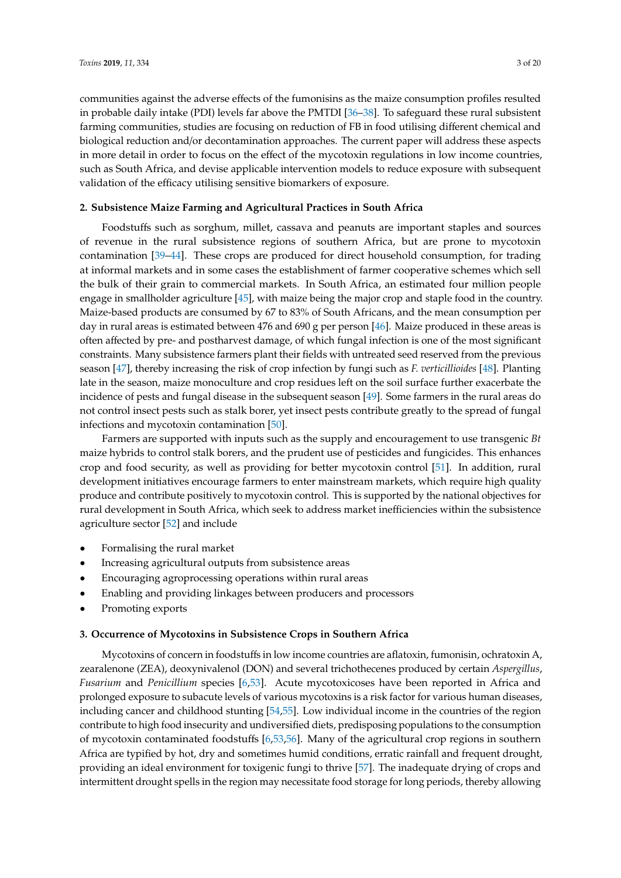communities against the adverse effects of the fumonisins as the maize consumption profiles resulted in probable daily intake (PDI) levels far above the PMTDI [36–38]. To safeguard these rural subsistent farming communities, studies are focusing on reduction of FB in food utilising different chemical and biological reduction and/or decontamination approaches. The current paper will address these aspects in more detail in order to focus on the effect of the mycotoxin regulations in low income countries, such as South Africa, and devise applicable intervention models to reduce exposure with subsequent validation of the efficacy utilising sensitive biomarkers of exposure.

## 2. Subsistence Maize Farming and Agricultural Practices in South Africa

Foodstuffs such as sorghum, millet, cassava and peanuts are important staples and sources of revenue in the rural subsistence regions of southern Africa, but are prone to mycotoxin contamination [39–44]. These crops are produced for direct household consumption, for trading at informal markets and in some cases the establishment of farmer cooperative schemes which sell the bulk of their grain to commercial markets. In South Africa, an estimated four million people engage in smallholder agriculture [45], with maize being the major crop and staple food in the country. Maize-based products are consumed by 67 to 83% of South Africans, and the mean consumption per day in rural areas is estimated between 476 and 690 g per person [46]. Maize produced in these areas is often affected by pre- and postharvest damage, of which fungal infection is one of the most significant constraints. Many subsistence farmers plant their fields with untreated seed reserved from the previous season [47], thereby increasing the risk of crop infection by fungi such as *F. verticillioides* [48]. Planting late in the season, maize monoculture and crop residues left on the soil surface further exacerbate the incidence of pests and fungal disease in the subsequent season [49]. Some farmers in the rural areas do not control insect pests such as stalk borer, yet insect pests contribute greatly to the spread of fungal infections and mycotoxin contamination [50].

Farmers are supported with inputs such as the supply and encouragement to use transgenic *Bt* maize hybrids to control stalk borers, and the prudent use of pesticides and fungicides. This enhances crop and food security, as well as providing for better mycotoxin control [51]. In addition, rural development initiatives encourage farmers to enter mainstream markets, which require high quality produce and contribute positively to mycotoxin control. This is supported by the national objectives for rural development in South Africa, which seek to address market inefficiencies within the subsistence agriculture sector [52] and include

- Formalising the rural market
- Increasing agricultural outputs from subsistence areas
- Encouraging agroprocessing operations within rural areas
- Enabling and providing linkages between producers and processors
- Promoting exports

## 3. Occurrence of Mycotoxins in Subsistence Crops in Southern Africa

Mycotoxins of concern in foodstuffs in low income countries are aflatoxin, fumonisin, ochratoxin A, zearalenone (ZEA), deoxynivalenol (DON) and several trichothecenes produced by certain *Aspergillus*, *Fusarium* and *Penicillium* species [6,53]. Acute mycotoxicoses have been reported in Africa and prolonged exposure to subacute levels of various mycotoxins is a risk factor for various human diseases, including cancer and childhood stunting [54,55]. Low individual income in the countries of the region contribute to high food insecurity and undiversified diets, predisposing populations to the consumption of mycotoxin contaminated foodstuffs [6,53,56]. Many of the agricultural crop regions in southern Africa are typified by hot, dry and sometimes humid conditions, erratic rainfall and frequent drought, providing an ideal environment for toxigenic fungi to thrive [57]. The inadequate drying of crops and intermittent drought spells in the region may necessitate food storage for long periods, thereby allowing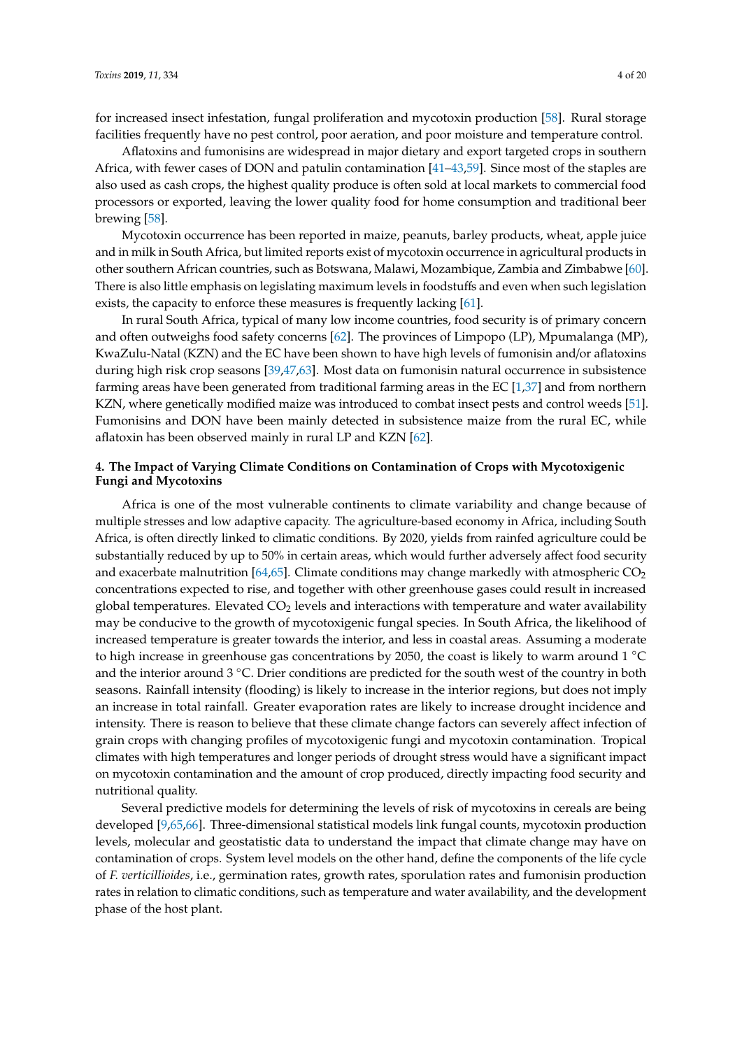for increased insect infestation, fungal proliferation and mycotoxin production [58]. Rural storage facilities frequently have no pest control, poor aeration, and poor moisture and temperature control.

Aflatoxins and fumonisins are widespread in major dietary and export targeted crops in southern Africa, with fewer cases of DON and patulin contamination [41–43,59]. Since most of the staples are also used as cash crops, the highest quality produce is often sold at local markets to commercial food processors or exported, leaving the lower quality food for home consumption and traditional beer brewing [58].

Mycotoxin occurrence has been reported in maize, peanuts, barley products, wheat, apple juice and in milk in South Africa, but limited reports exist of mycotoxin occurrence in agricultural products in other southern African countries, such as Botswana, Malawi, Mozambique, Zambia and Zimbabwe [60]. There is also little emphasis on legislating maximum levels in foodstuffs and even when such legislation exists, the capacity to enforce these measures is frequently lacking [61].

In rural South Africa, typical of many low income countries, food security is of primary concern and often outweighs food safety concerns [62]. The provinces of Limpopo (LP), Mpumalanga (MP), KwaZulu-Natal (KZN) and the EC have been shown to have high levels of fumonisin and/or aflatoxins during high risk crop seasons [39,47,63]. Most data on fumonisin natural occurrence in subsistence farming areas have been generated from traditional farming areas in the EC [1,37] and from northern KZN, where genetically modified maize was introduced to combat insect pests and control weeds [51]. Fumonisins and DON have been mainly detected in subsistence maize from the rural EC, while aflatoxin has been observed mainly in rural LP and KZN [62].

## 4. The Impact of Varying Climate Conditions on Contamination of Crops with Mycotoxigenic Fungi and Mycotoxins

Africa is one of the most vulnerable continents to climate variability and change because of multiple stresses and low adaptive capacity. The agriculture-based economy in Africa, including South Africa, is often directly linked to climatic conditions. By 2020, yields from rainfed agriculture could be substantially reduced by up to 50% in certain areas, which would further adversely affect food security and exacerbate malnutrition [64,65]. Climate conditions may change markedly with atmospheric $CO_2$ concentrations expected to rise, and together with other greenhouse gases could result in increased global temperatures. Elevated $CO_2$ levels and interactions with temperature and water availability may be conducive to the growth of mycotoxigenic fungal species. In South Africa, the likelihood of increased temperature is greater towards the interior, and less in coastal areas. Assuming a moderate to high increase in greenhouse gas concentrations by 2050, the coast is likely to warm around 1 °C and the interior around 3 °C. Drier conditions are predicted for the south west of the country in both seasons. Rainfall intensity (flooding) is likely to increase in the interior regions, but does not imply an increase in total rainfall. Greater evaporation rates are likely to increase drought incidence and intensity. There is reason to believe that these climate change factors can severely affect infection of grain crops with changing profiles of mycotoxigenic fungi and mycotoxin contamination. Tropical climates with high temperatures and longer periods of drought stress would have a significant impact on mycotoxin contamination and the amount of crop produced, directly impacting food security and nutritional quality.

Several predictive models for determining the levels of risk of mycotoxins in cereals are being developed [9,65,66]. Three-dimensional statistical models link fungal counts, mycotoxin production levels, molecular and geostatistic data to understand the impact that climate change may have on contamination of crops. System level models on the other hand, define the components of the life cycle of *F. verticillioides*, i.e., germination rates, growth rates, sporulation rates and fumonisin production rates in relation to climatic conditions, such as temperature and water availability, and the development phase of the host plant.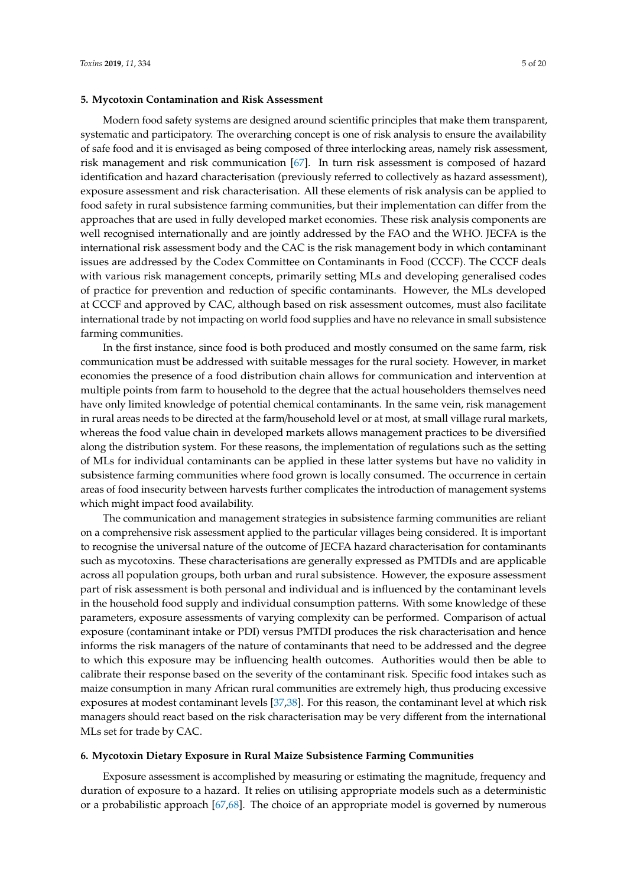## 5. Mycotoxin Contamination and Risk Assessment

Modern food safety systems are designed around scientific principles that make them transparent, systematic and participatory. The overarching concept is one of risk analysis to ensure the availability of safe food and it is envisaged as being composed of three interlocking areas, namely risk assessment, risk management and risk communication [67]. In turn risk assessment is composed of hazard identification and hazard characterisation (previously referred to collectively as hazard assessment), exposure assessment and risk characterisation. All these elements of risk analysis can be applied to food safety in rural subsistence farming communities, but their implementation can differ from the approaches that are used in fully developed market economies. These risk analysis components are well recognised internationally and are jointly addressed by the FAO and the WHO. JECFA is the international risk assessment body and the CAC is the risk management body in which contaminant issues are addressed by the Codex Committee on Contaminants in Food (CCCF). The CCCF deals with various risk management concepts, primarily setting MLs and developing generalised codes of practice for prevention and reduction of specific contaminants. However, the MLs developed at CCCF and approved by CAC, although based on risk assessment outcomes, must also facilitate international trade by not impacting on world food supplies and have no relevance in small subsistence farming communities.

In the first instance, since food is both produced and mostly consumed on the same farm, risk communication must be addressed with suitable messages for the rural society. However, in market economies the presence of a food distribution chain allows for communication and intervention at multiple points from farm to household to the degree that the actual householders themselves need have only limited knowledge of potential chemical contaminants. In the same vein, risk management in rural areas needs to be directed at the farm/household level or at most, at small village rural markets, whereas the food value chain in developed markets allows management practices to be diversified along the distribution system. For these reasons, the implementation of regulations such as the setting of MLs for individual contaminants can be applied in these latter systems but have no validity in subsistence farming communities where food grown is locally consumed. The occurrence in certain areas of food insecurity between harvests further complicates the introduction of management systems which might impact food availability.

The communication and management strategies in subsistence farming communities are reliant on a comprehensive risk assessment applied to the particular villages being considered. It is important to recognise the universal nature of the outcome of JECFA hazard characterisation for contaminants such as mycotoxins. These characterisations are generally expressed as PMTDIs and are applicable across all population groups, both urban and rural subsistence. However, the exposure assessment part of risk assessment is both personal and individual and is influenced by the contaminant levels in the household food supply and individual consumption patterns. With some knowledge of these parameters, exposure assessments of varying complexity can be performed. Comparison of actual exposure (contaminant intake or PDI) versus PMTDI produces the risk characterisation and hence informs the risk managers of the nature of contaminants that need to be addressed and the degree to which this exposure may be influencing health outcomes. Authorities would then be able to calibrate their response based on the severity of the contaminant risk. Specific food intakes such as maize consumption in many African rural communities are extremely high, thus producing excessive exposures at modest contaminant levels [37,38]. For this reason, the contaminant level at which risk managers should react based on the risk characterisation may be very different from the international MLs set for trade by CAC.

## 6. Mycotoxin Dietary Exposure in Rural Maize Subsistence Farming Communities

Exposure assessment is accomplished by measuring or estimating the magnitude, frequency and duration of exposure to a hazard. It relies on utilising appropriate models such as a deterministic or a probabilistic approach [67,68]. The choice of an appropriate model is governed by numerous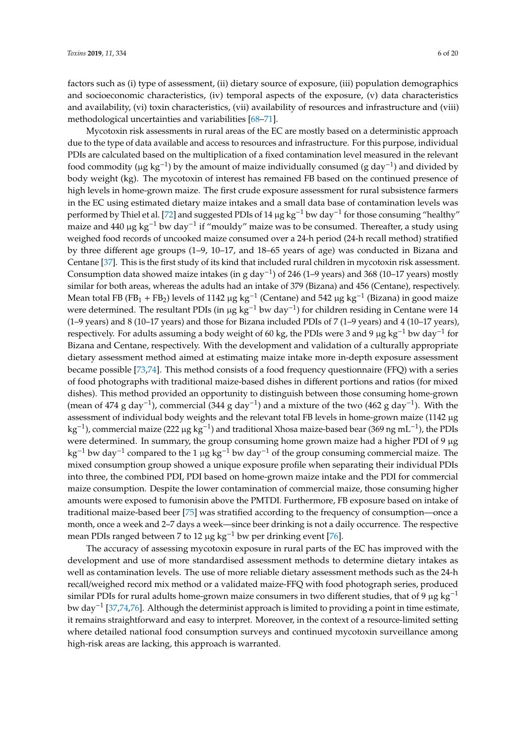factors such as (i) type of assessment, (ii) dietary source of exposure, (iii) population demographics and socioeconomic characteristics, (iv) temporal aspects of the exposure, (v) data characteristics and availability, (vi) toxin characteristics, (vii) availability of resources and infrastructure and (viii) methodological uncertainties and variabilities [68–71].

Mycotoxin risk assessments in rural areas of the EC are mostly based on a deterministic approach due to the type of data available and access to resources and infrastructure. For this purpose, individual PDIs are calculated based on the multiplication of a fixed contamination level measured in the relevant food commodity (μg $kg^{-1}$) by the amount of maize individually consumed (g $day^{-1}$) and divided by body weight (kg). The mycotoxin of interest has remained FB based on the continued presence of high levels in home-grown maize. The first crude exposure assessment for rural subsistence farmers in the EC using estimated dietary maize intakes and a small data base of contamination levels was performed by Thiel et al. [72] and suggested PDIs of 14 μg $kg^{-1}$ bw $day^{-1}$ for those consuming "healthy" maize and 440 μg $kg^{-1}$ bw $day^{-1}$ if "mouldy" maize was to be consumed. Thereafter, a study using weighed food records of uncooked maize consumed over a 24-h period (24-h recall method) stratified by three different age groups (1–9, 10–17, and 18–65 years of age) was conducted in Bizana and Centane [37]. This is the first study of its kind that included rural children in mycotoxin risk assessment. Consumption data showed maize intakes (in g $day^{-1}$) of 246 (1–9 years) and 368 (10–17 years) mostly similar for both areas, whereas the adults had an intake of 379 (Bizana) and 456 (Centane), respectively. Mean total FB ($FB_1$ + $FB_2$) levels of 1142 μg $kg^{-1}$ (Centane) and 542 μg $kg^{-1}$ (Bizana) in good maize were determined. The resultant PDIs (in μg $kg^{-1}$ bw $day^{-1}$) for children residing in Centane were 14 (1–9 years) and 8 (10–17 years) and those for Bizana included PDIs of 7 (1–9 years) and 4 (10–17 years), respectively. For adults assuming a body weight of 60 kg, the PDIs were 3 and 9 μg $kg^{-1}$ bw $day^{-1}$ for Bizana and Centane, respectively. With the development and validation of a culturally appropriate dietary assessment method aimed at estimating maize intake more in-depth exposure assessment became possible [73,74]. This method consists of a food frequency questionnaire (FFQ) with a series of food photographs with traditional maize-based dishes in different portions and ratios (for mixed dishes). This method provided an opportunity to distinguish between those consuming home-grown (mean of 474 g $day^{-1}$), commercial (344 g $day^{-1}$) and a mixture of the two (462 g $day^{-1}$). With the assessment of individual body weights and the relevant total FB levels in home-grown maize (1142 μg $kg^{-1}$), commercial maize (222 μg $kg^{-1}$) and traditional Xhosa maize-based bear (369 ng $mL^{-1}$), the PDIs were determined. In summary, the group consuming home grown maize had a higher PDI of 9 μg $kg^{-1}$ bw $day^{-1}$ compared to the 1 μg $kg^{-1}$ bw $day^{-1}$ of the group consuming commercial maize. The mixed consumption group showed a unique exposure profile when separating their individual PDIs into three, the combined PDI, PDI based on home-grown maize intake and the PDI for commercial maize consumption. Despite the lower contamination of commercial maize, those consuming higher amounts were exposed to fumonisin above the PMTDI. Furthermore, FB exposure based on intake of traditional maize-based beer [75] was stratified according to the frequency of consumption—once a month, once a week and 2–7 days a week—since beer drinking is not a daily occurrence. The respective mean PDIs ranged between 7 to 12 μg $kg^{-1}$ bw per drinking event [76].

The accuracy of assessing mycotoxin exposure in rural parts of the EC has improved with the development and use of more standardised assessment methods to determine dietary intakes as well as contamination levels. The use of more reliable dietary assessment methods such as the 24-h recall/weighed record mix method or a validated maize-FFQ with food photograph series, produced similar PDIs for rural adults home-grown maize consumers in two different studies, that of 9 μg $kg^{-1}$ bw $day^{-1}$ [37,74,76]. Although the determinist approach is limited to providing a point in time estimate, it remains straightforward and easy to interpret. Moreover, in the context of a resource-limited setting where detailed national food consumption surveys and continued mycotoxin surveillance among high-risk areas are lacking, this approach is warranted.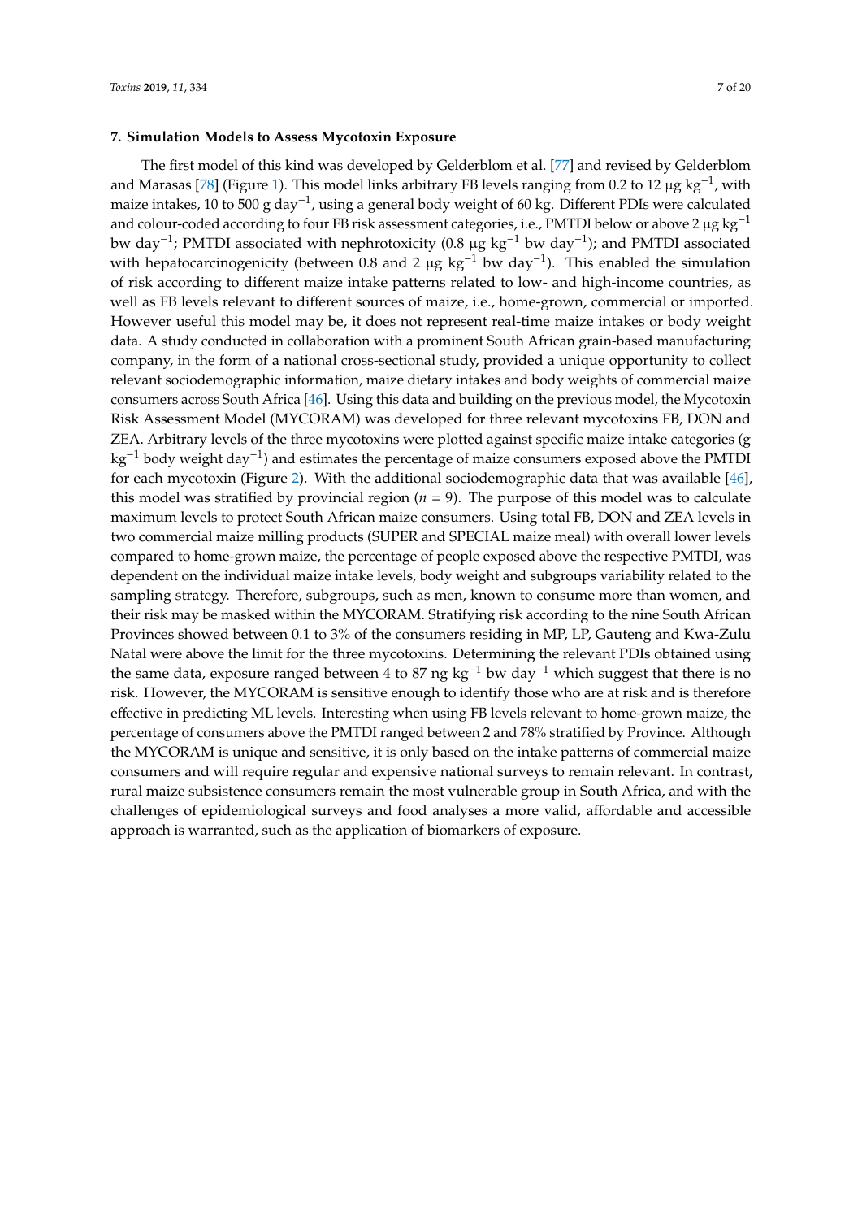## 7. Simulation Models to Assess Mycotoxin Exposure

The first model of this kind was developed by Gelderblom et al. [77] and revised by Gelderblom and Marasas [78] (Figure 1). This model links arbitrary FB levels ranging from 0.2 to 12 μg $kg^{-1}$, with maize intakes, 10 to 500 g $day^{-1}$, using a general body weight of 60 kg. Different PDIs were calculated and colour-coded according to four FB risk assessment categories, i.e., PMTDI below or above 2 μg $kg^{-1}$ bw $day^{-1}$; PMTDI associated with nephrotoxicity (0.8 μg $kg^{-1}$ bw $day^{-1}$); and PMTDI associated with hepatocarcinogenicity (between 0.8 and 2 μg $kg^{-1}$ bw $day^{-1}$). This enabled the simulation of risk according to different maize intake patterns related to low- and high-income countries, as well as FB levels relevant to different sources of maize, i.e., home-grown, commercial or imported. However useful this model may be, it does not represent real-time maize intakes or body weight data. A study conducted in collaboration with a prominent South African grain-based manufacturing company, in the form of a national cross-sectional study, provided a unique opportunity to collect relevant sociodemographic information, maize dietary intakes and body weights of commercial maize consumers across South Africa [46]. Using this data and building on the previous model, the Mycotoxin Risk Assessment Model (MYCORAM) was developed for three relevant mycotoxins FB, DON and ZEA. Arbitrary levels of the three mycotoxins were plotted against specific maize intake categories (g $kg^{-1}$ body weight $day^{-1}$) and estimates the percentage of maize consumers exposed above the PMTDI for each mycotoxin (Figure 2). With the additional sociodemographic data that was available [46], this model was stratified by provincial region ($n$ = 9). The purpose of this model was to calculate maximum levels to protect South African maize consumers. Using total FB, DON and ZEA levels in two commercial maize milling products (SUPER and SPECIAL maize meal) with overall lower levels compared to home-grown maize, the percentage of people exposed above the respective PMTDI, was dependent on the individual maize intake levels, body weight and subgroups variability related to the sampling strategy. Therefore, subgroups, such as men, known to consume more than women, and their risk may be masked within the MYCORAM. Stratifying risk according to the nine South African Provinces showed between 0.1 to 3% of the consumers residing in MP, LP, Gauteng and Kwa-Zulu Natal were above the limit for the three mycotoxins. Determining the relevant PDIs obtained using the same data, exposure ranged between 4 to 87 ng $kg^{-1}$ bw $day^{-1}$ which suggest that there is no risk. However, the MYCORAM is sensitive enough to identify those who are at risk and is therefore effective in predicting ML levels. Interesting when using FB levels relevant to home-grown maize, the percentage of consumers above the PMTDI ranged between 2 and 78% stratified by Province. Although the MYCORAM is unique and sensitive, it is only based on the intake patterns of commercial maize consumers and will require regular and expensive national surveys to remain relevant. In contrast, rural maize subsistence consumers remain the most vulnerable group in South Africa, and with the challenges of epidemiological surveys and food analyses a more valid, affordable and accessible approach is warranted, such as the application of biomarkers of exposure.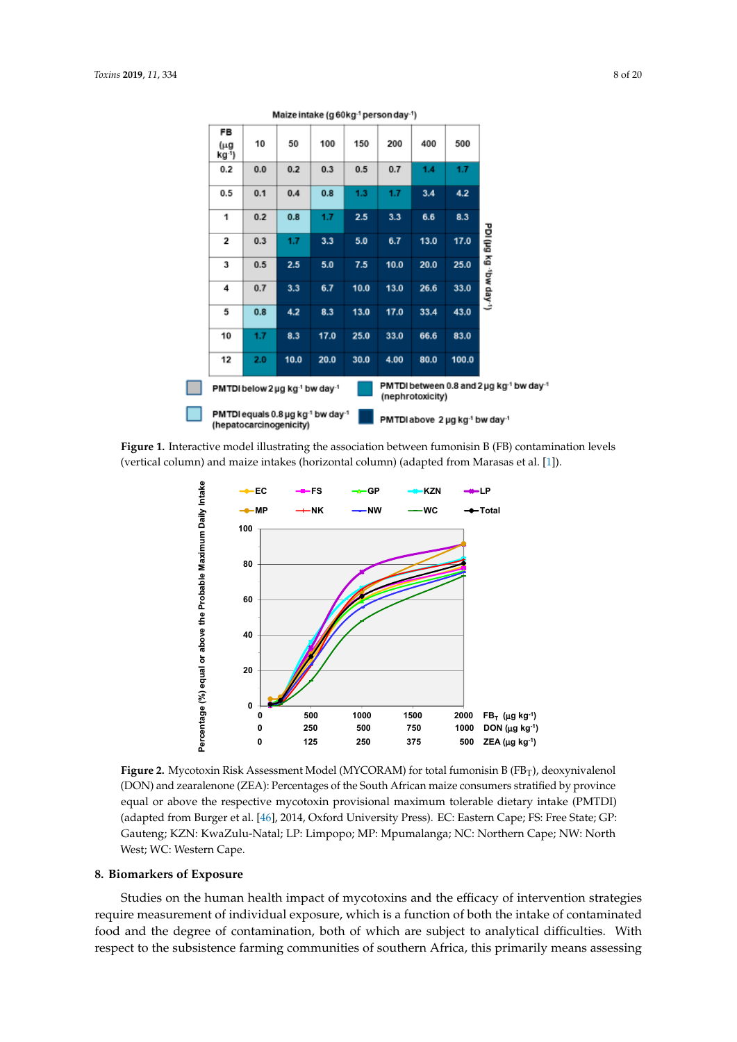Maize intake (g 60kg⁻¹ person day⁻¹)

| FB (µg kg⁻¹) | 10 | 50 | 100 | 150 | 200 | 400 | 500 |
|---|---|---|---|---|---|---|---|
| 0.2 | 0.0 | 0.2 | 0.3 | 0.5 | 0.7 | 1.4 | 1.7 |
| 0.5 | 0.1 | 0.4 | 0.8 | 1.3 | 1.7 | 3.4 | 4.2 |
| 1 | 0.2 | 0.8 | 1.7 | 2.5 | 3.3 | 6.6 | 8.3 |
| 2 | 0.3 | 1.7 | 3.3 | 5.0 | 6.7 | 13.0 | 17.0 |
| 3 | 0.5 | 2.5 | 5.0 | 7.5 | 10.0 | 20.0 | 25.0 |
| 4 | 0.7 | 3.3 | 6.7 | 10.0 | 13.0 | 26.6 | 33.0 |
| 5 | 0.8 | 4.2 | 8.3 | 13.0 | 17.0 | 33.4 | 43.0 |
| 10 | 1.7 | 8.3 | 17.0 | 25.0 | 33.0 | 66.6 | 83.0 |
| 12 | 2.0 | 10.0 | 20.0 | 30.0 | 4.00 | 80.0 | 100.0 |

PDI (µg kg⁻¹bw day⁻¹)

PMTDI below 2 µg kg⁻¹ bw day⁻¹; PMTDI between 0.8 and 2 µg kg⁻¹ bw day⁻¹ (nephrotoxicity); PMTDI equals 0.8 µg kg⁻¹ bw day⁻¹ (hepatocarcinogenicity); PMTDI above 2 µg kg⁻¹ bw day⁻¹

**Figure 1.** Interactive model illustrating the association between fumonisin B (FB) contamination levels (vertical column) and maize intakes (horizontal column) (adapted from Marasas et al. [1]).

**Figure 2.** Mycotoxin Risk Assessment Model (MYCORAM) for total fumonisin B ($FB_T$), deoxynivalenol (DON) and zearalenone (ZEA): Percentages of the South African maize consumers stratified by province equal or above the respective mycotoxin provisional maximum tolerable dietary intake (PMTDI) (adapted from Burger et al. [46], 2014, Oxford University Press). EC: Eastern Cape; FS: Free State; GP: Gauteng; KZN: KwaZulu-Natal; LP: Limpopo; MP: Mpumalanga; NC: Northern Cape; NW: North West; WC: Western Cape.

## 8. Biomarkers of Exposure

Studies on the human health impact of mycotoxins and the efficacy of intervention strategies require measurement of individual exposure, which is a function of both the intake of contaminated food and the degree of contamination, both of which are subject to analytical difficulties. With respect to the subsistence farming communities of southern Africa, this primarily means assessing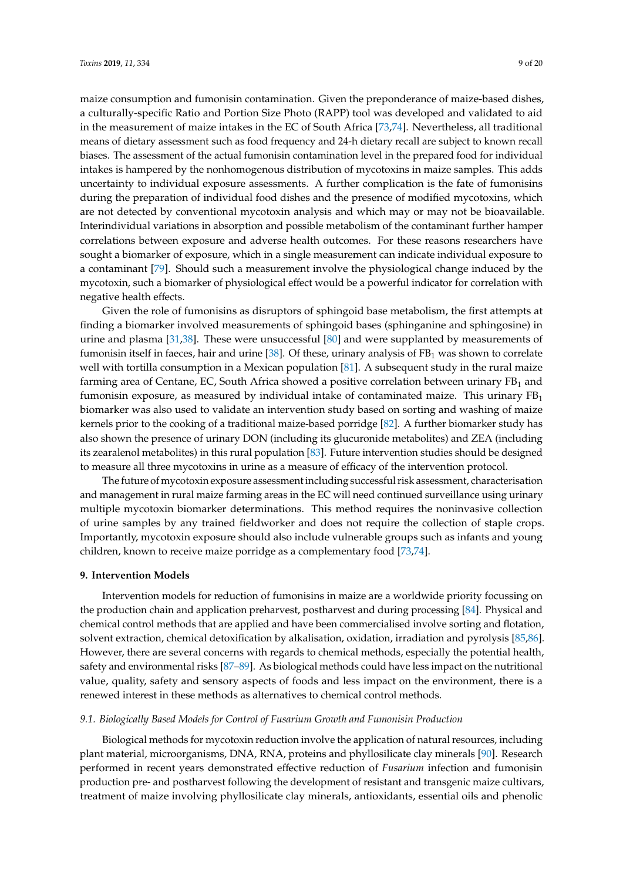maize consumption and fumonisin contamination. Given the preponderance of maize-based dishes, a culturally-specific Ratio and Portion Size Photo (RAPP) tool was developed and validated to aid in the measurement of maize intakes in the EC of South Africa [73,74]. Nevertheless, all traditional means of dietary assessment such as food frequency and 24-h dietary recall are subject to known recall biases. The assessment of the actual fumonisin contamination level in the prepared food for individual intakes is hampered by the nonhomogenous distribution of mycotoxins in maize samples. This adds uncertainty to individual exposure assessments. A further complication is the fate of fumonisins during the preparation of individual food dishes and the presence of modified mycotoxins, which are not detected by conventional mycotoxin analysis and which may or may not be bioavailable. Interindividual variations in absorption and possible metabolism of the contaminant further hamper correlations between exposure and adverse health outcomes. For these reasons researchers have sought a biomarker of exposure, which in a single measurement can indicate individual exposure to a contaminant [79]. Should such a measurement involve the physiological change induced by the mycotoxin, such a biomarker of physiological effect would be a powerful indicator for correlation with negative health effects.

Given the role of fumonisins as disruptors of sphingoid base metabolism, the first attempts at finding a biomarker involved measurements of sphingoid bases (sphinganine and sphingosine) in urine and plasma [31,38]. These were unsuccessful [80] and were supplanted by measurements of fumonisin itself in faeces, hair and urine [38]. Of these, urinary analysis of $FB_1$ was shown to correlate well with tortilla consumption in a Mexican population [81]. A subsequent study in the rural maize farming area of Centane, EC, South Africa showed a positive correlation between urinary $FB_1$ and fumonisin exposure, as measured by individual intake of contaminated maize. This urinary $FB_1$ biomarker was also used to validate an intervention study based on sorting and washing of maize kernels prior to the cooking of a traditional maize-based porridge [82]. A further biomarker study has also shown the presence of urinary DON (including its glucuronide metabolites) and ZEA (including its zearalenol metabolites) in this rural population [83]. Future intervention studies should be designed to measure all three mycotoxins in urine as a measure of efficacy of the intervention protocol.

The future of mycotoxin exposure assessment including successful risk assessment, characterisation and management in rural maize farming areas in the EC will need continued surveillance using urinary multiple mycotoxin biomarker determinations. This method requires the noninvasive collection of urine samples by any trained fieldworker and does not require the collection of staple crops. Importantly, mycotoxin exposure should also include vulnerable groups such as infants and young children, known to receive maize porridge as a complementary food [73,74].

## 9. Intervention Models

Intervention models for reduction of fumonisins in maize are a worldwide priority focussing on the production chain and application preharvest, postharvest and during processing [84]. Physical and chemical control methods that are applied and have been commercialised involve sorting and flotation, solvent extraction, chemical detoxification by alkalisation, oxidation, irradiation and pyrolysis [85,86]. However, there are several concerns with regards to chemical methods, especially the potential health, safety and environmental risks [87–89]. As biological methods could have less impact on the nutritional value, quality, safety and sensory aspects of foods and less impact on the environment, there is a renewed interest in these methods as alternatives to chemical control methods.

### *9.1. Biologically Based Models for Control of Fusarium Growth and Fumonisin Production*

Biological methods for mycotoxin reduction involve the application of natural resources, including plant material, microorganisms, DNA, RNA, proteins and phyllosilicate clay minerals [90]. Research performed in recent years demonstrated effective reduction of *Fusarium* infection and fumonisin production pre- and postharvest following the development of resistant and transgenic maize cultivars, treatment of maize involving phyllosilicate clay minerals, antioxidants, essential oils and phenolic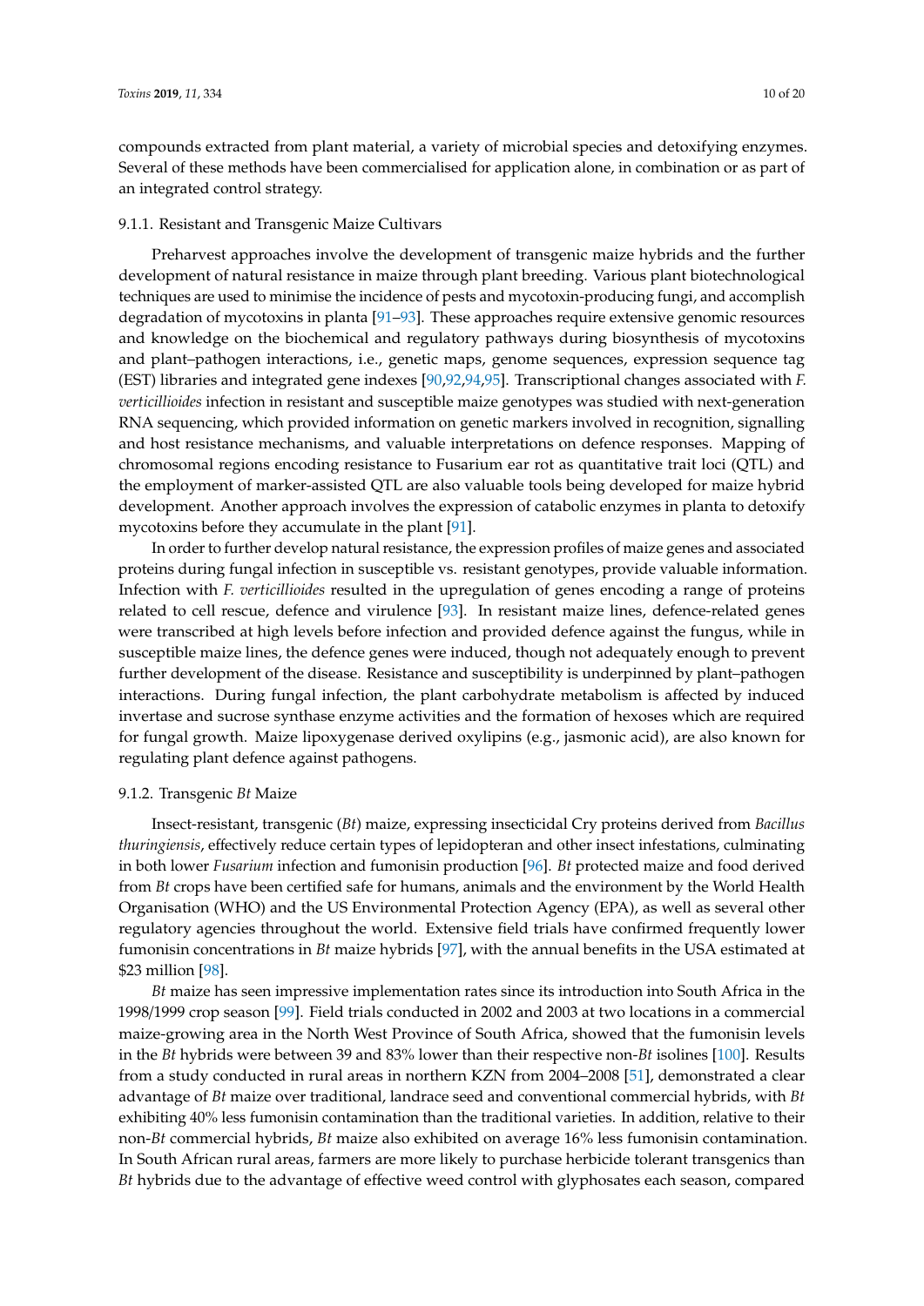compounds extracted from plant material, a variety of microbial species and detoxifying enzymes. Several of these methods have been commercialised for application alone, in combination or as part of an integrated control strategy.

#### 9.1.1. Resistant and Transgenic Maize Cultivars

Preharvest approaches involve the development of transgenic maize hybrids and the further development of natural resistance in maize through plant breeding. Various plant biotechnological techniques are used to minimise the incidence of pests and mycotoxin-producing fungi, and accomplish degradation of mycotoxins in planta [91–93]. These approaches require extensive genomic resources and knowledge on the biochemical and regulatory pathways during biosynthesis of mycotoxins and plant–pathogen interactions, i.e., genetic maps, genome sequences, expression sequence tag (EST) libraries and integrated gene indexes [90,92,94,95]. Transcriptional changes associated with *F. verticillioides* infection in resistant and susceptible maize genotypes was studied with next-generation RNA sequencing, which provided information on genetic markers involved in recognition, signalling and host resistance mechanisms, and valuable interpretations on defence responses. Mapping of chromosomal regions encoding resistance to Fusarium ear rot as quantitative trait loci (QTL) and the employment of marker-assisted QTL are also valuable tools being developed for maize hybrid development. Another approach involves the expression of catabolic enzymes in planta to detoxify mycotoxins before they accumulate in the plant [91].

In order to further develop natural resistance, the expression profiles of maize genes and associated proteins during fungal infection in susceptible vs. resistant genotypes, provide valuable information. Infection with *F. verticillioides* resulted in the upregulation of genes encoding a range of proteins related to cell rescue, defence and virulence [93]. In resistant maize lines, defence-related genes were transcribed at high levels before infection and provided defence against the fungus, while in susceptible maize lines, the defence genes were induced, though not adequately enough to prevent further development of the disease. Resistance and susceptibility is underpinned by plant–pathogen interactions. During fungal infection, the plant carbohydrate metabolism is affected by induced invertase and sucrose synthase enzyme activities and the formation of hexoses which are required for fungal growth. Maize lipoxygenase derived oxylipins (e.g., jasmonic acid), are also known for regulating plant defence against pathogens.

#### 9.1.2. Transgenic *Bt* Maize

Insect-resistant, transgenic (*Bt*) maize, expressing insecticidal Cry proteins derived from *Bacillus thuringiensis*, effectively reduce certain types of lepidopteran and other insect infestations, culminating in both lower *Fusarium* infection and fumonisin production [96]. *Bt* protected maize and food derived from *Bt* crops have been certified safe for humans, animals and the environment by the World Health Organisation (WHO) and the US Environmental Protection Agency (EPA), as well as several other regulatory agencies throughout the world. Extensive field trials have confirmed frequently lower fumonisin concentrations in *Bt* maize hybrids [97], with the annual benefits in the USA estimated at $23 million [98].

*Bt* maize has seen impressive implementation rates since its introduction into South Africa in the 1998/1999 crop season [99]. Field trials conducted in 2002 and 2003 at two locations in a commercial maize-growing area in the North West Province of South Africa, showed that the fumonisin levels in the *Bt* hybrids were between 39 and 83% lower than their respective non-*Bt* isolines [100]. Results from a study conducted in rural areas in northern KZN from 2004–2008 [51], demonstrated a clear advantage of *Bt* maize over traditional, landrace seed and conventional commercial hybrids, with *Bt* exhibiting 40% less fumonisin contamination than the traditional varieties. In addition, relative to their non-*Bt* commercial hybrids, *Bt* maize also exhibited on average 16% less fumonisin contamination. In South African rural areas, farmers are more likely to purchase herbicide tolerant transgenics than *Bt* hybrids due to the advantage of effective weed control with glyphosates each season, compared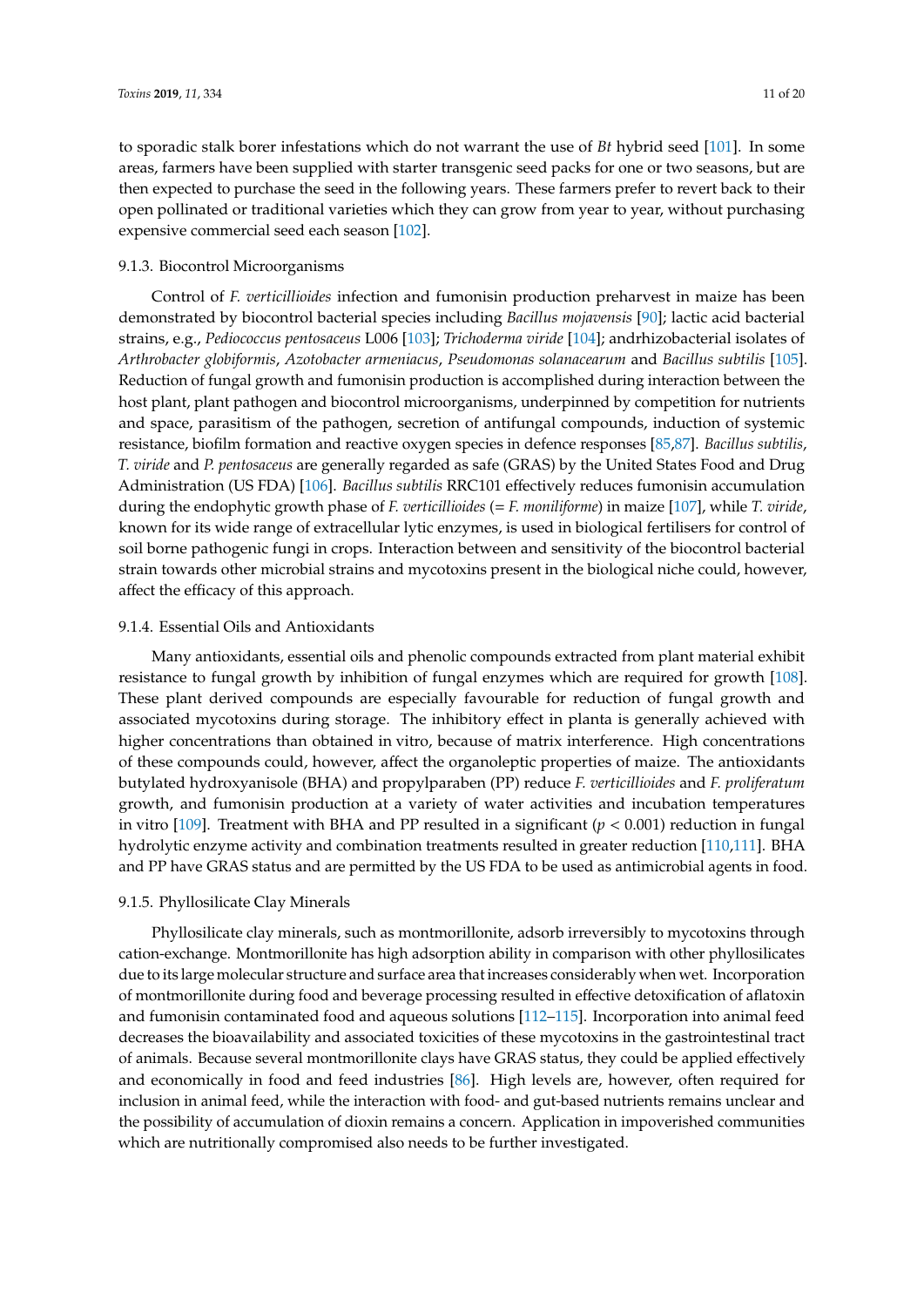to sporadic stalk borer infestations which do not warrant the use of *Bt* hybrid seed [101]. In some areas, farmers have been supplied with starter transgenic seed packs for one or two seasons, but are then expected to purchase the seed in the following years. These farmers prefer to revert back to their open pollinated or traditional varieties which they can grow from year to year, without purchasing expensive commercial seed each season [102].

#### 9.1.3. Biocontrol Microorganisms

Control of *F. verticillioides* infection and fumonisin production preharvest in maize has been demonstrated by biocontrol bacterial species including *Bacillus mojavensis* [90]; lactic acid bacterial strains, e.g., *Pediococcus pentosaceus* L006 [103]; *Trichoderma viride* [104]; andrhizobacterial isolates of *Arthrobacter globiformis*, *Azotobacter armeniacus*, *Pseudomonas solanacearum* and *Bacillus subtilis* [105]. Reduction of fungal growth and fumonisin production is accomplished during interaction between the host plant, plant pathogen and biocontrol microorganisms, underpinned by competition for nutrients and space, parasitism of the pathogen, secretion of antifungal compounds, induction of systemic resistance, biofilm formation and reactive oxygen species in defence responses [85,87]. *Bacillus subtilis*, *T. viride* and *P. pentosaceus* are generally regarded as safe (GRAS) by the United States Food and Drug Administration (US FDA) [106]. *Bacillus subtilis* RRC101 effectively reduces fumonisin accumulation during the endophytic growth phase of *F. verticillioides* (= *F. moniliforme*) in maize [107], while *T. viride*, known for its wide range of extracellular lytic enzymes, is used in biological fertilisers for control of soil borne pathogenic fungi in crops. Interaction between and sensitivity of the biocontrol bacterial strain towards other microbial strains and mycotoxins present in the biological niche could, however, affect the efficacy of this approach.

#### 9.1.4. Essential Oils and Antioxidants

Many antioxidants, essential oils and phenolic compounds extracted from plant material exhibit resistance to fungal growth by inhibition of fungal enzymes which are required for growth [108]. These plant derived compounds are especially favourable for reduction of fungal growth and associated mycotoxins during storage. The inhibitory effect in planta is generally achieved with higher concentrations than obtained in vitro, because of matrix interference. High concentrations of these compounds could, however, affect the organoleptic properties of maize. The antioxidants butylated hydroxyanisole (BHA) and propylparaben (PP) reduce *F. verticillioides* and *F. proliferatum* growth, and fumonisin production at a variety of water activities and incubation temperatures in vitro [109]. Treatment with BHA and PP resulted in a significant ($p < 0.001$) reduction in fungal hydrolytic enzyme activity and combination treatments resulted in greater reduction [110,111]. BHA and PP have GRAS status and are permitted by the US FDA to be used as antimicrobial agents in food.

#### 9.1.5. Phyllosilicate Clay Minerals

Phyllosilicate clay minerals, such as montmorillonite, adsorb irreversibly to mycotoxins through cation-exchange. Montmorillonite has high adsorption ability in comparison with other phyllosilicates due to its large molecular structure and surface area that increases considerably when wet. Incorporation of montmorillonite during food and beverage processing resulted in effective detoxification of aflatoxin and fumonisin contaminated food and aqueous solutions [112–115]. Incorporation into animal feed decreases the bioavailability and associated toxicities of these mycotoxins in the gastrointestinal tract of animals. Because several montmorillonite clays have GRAS status, they could be applied effectively and economically in food and feed industries [86]. High levels are, however, often required for inclusion in animal feed, while the interaction with food- and gut-based nutrients remains unclear and the possibility of accumulation of dioxin remains a concern. Application in impoverished communities which are nutritionally compromised also needs to be further investigated.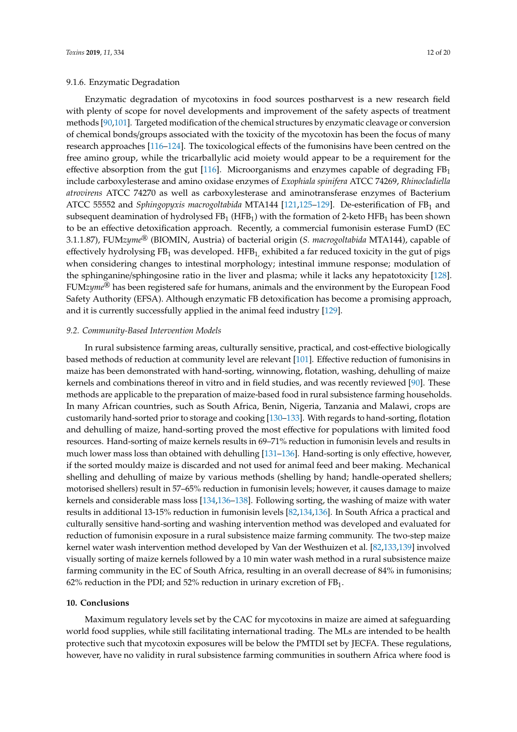#### 9.1.6. Enzymatic Degradation

Enzymatic degradation of mycotoxins in food sources postharvest is a new research field with plenty of scope for novel developments and improvement of the safety aspects of treatment methods [90,101]. Targeted modification of the chemical structures by enzymatic cleavage or conversion of chemical bonds/groups associated with the toxicity of the mycotoxin has been the focus of many research approaches [116–124]. The toxicological effects of the fumonisins have been centred on the free amino group, while the tricarballylic acid moiety would appear to be a requirement for the effective absorption from the gut [116]. Microorganisms and enzymes capable of degrading $FB_1$ include carboxylesterase and amino oxidase enzymes of *Exophiala spinifera* ATCC 74269, *Rhinocladiella atrovirens* ATCC 74270 as well as carboxylesterase and aminotransferase enzymes of Bacterium ATCC 55552 and *Sphingopyxis macrogoltabida* MTA144 [121,125–129]. De-esterification of $FB_1$ and subsequent deamination of hydrolysed $FB_1$ ($HFB_1$) with the formation of 2-keto $HFB_1$ has been shown to be an effective detoxification approach. Recently, a commercial fumonisin esterase FumD (EC 3.1.1.87), FUM*zyme*® (BIOMIN, Austria) of bacterial origin (*S. macrogoltabida* MTA144), capable of effectively hydrolysing $FB_1$ was developed. $HFB_1$, exhibited a far reduced toxicity in the gut of pigs when considering changes to intestinal morphology; intestinal immune response; modulation of the sphinganine/sphingosine ratio in the liver and plasma; while it lacks any hepatotoxicity [128]. FUM*zyme*® has been registered safe for humans, animals and the environment by the European Food Safety Authority (EFSA). Although enzymatic FB detoxification has become a promising approach, and it is currently successfully applied in the animal feed industry [129].

### *9.2. Community-Based Intervention Models*

In rural subsistence farming areas, culturally sensitive, practical, and cost-effective biologically based methods of reduction at community level are relevant [101]. Effective reduction of fumonisins in maize has been demonstrated with hand-sorting, winnowing, flotation, washing, dehulling of maize kernels and combinations thereof in vitro and in field studies, and was recently reviewed [90]. These methods are applicable to the preparation of maize-based food in rural subsistence farming households. In many African countries, such as South Africa, Benin, Nigeria, Tanzania and Malawi, crops are customarily hand-sorted prior to storage and cooking [130–133]. With regards to hand-sorting, flotation and dehulling of maize, hand-sorting proved the most effective for populations with limited food resources. Hand-sorting of maize kernels results in 69–71% reduction in fumonisin levels and results in much lower mass loss than obtained with dehulling [131–136]. Hand-sorting is only effective, however, if the sorted mouldy maize is discarded and not used for animal feed and beer making. Mechanical shelling and dehulling of maize by various methods (shelling by hand; handle-operated shellers; motorised shellers) result in 57–65% reduction in fumonisin levels; however, it causes damage to maize kernels and considerable mass loss [134,136–138]. Following sorting, the washing of maize with water results in additional 13-15% reduction in fumonisin levels [82,134,136]. In South Africa a practical and culturally sensitive hand-sorting and washing intervention method was developed and evaluated for reduction of fumonisin exposure in a rural subsistence maize farming community. The two-step maize kernel water wash intervention method developed by Van der Westhuizen et al. [82,133,139] involved visually sorting of maize kernels followed by a 10 min water wash method in a rural subsistence maize farming community in the EC of South Africa, resulting in an overall decrease of 84% in fumonisins; 62% reduction in the PDI; and 52% reduction in urinary excretion of $FB_1$.

## 10. Conclusions

Maximum regulatory levels set by the CAC for mycotoxins in maize are aimed at safeguarding world food supplies, while still facilitating international trading. The MLs are intended to be health protective such that mycotoxin exposures will be below the PMTDI set by JECFA. These regulations, however, have no validity in rural subsistence farming communities in southern Africa where food is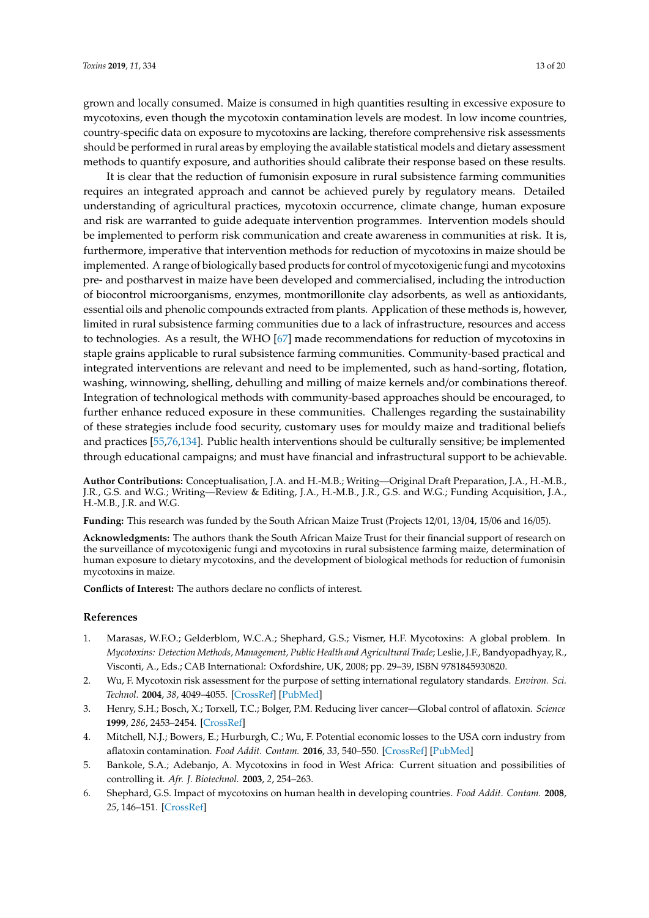grown and locally consumed. Maize is consumed in high quantities resulting in excessive exposure to mycotoxins, even though the mycotoxin contamination levels are modest. In low income countries, country-specific data on exposure to mycotoxins are lacking, therefore comprehensive risk assessments should be performed in rural areas by employing the available statistical models and dietary assessment methods to quantify exposure, and authorities should calibrate their response based on these results.

It is clear that the reduction of fumonisin exposure in rural subsistence farming communities requires an integrated approach and cannot be achieved purely by regulatory means. Detailed understanding of agricultural practices, mycotoxin occurrence, climate change, human exposure and risk are warranted to guide adequate intervention programmes. Intervention models should be implemented to perform risk communication and create awareness in communities at risk. It is, furthermore, imperative that intervention methods for reduction of mycotoxins in maize should be implemented. A range of biologically based products for control of mycotoxigenic fungi and mycotoxins pre- and postharvest in maize have been developed and commercialised, including the introduction of biocontrol microorganisms, enzymes, montmorillonite clay adsorbents, as well as antioxidants, essential oils and phenolic compounds extracted from plants. Application of these methods is, however, limited in rural subsistence farming communities due to a lack of infrastructure, resources and access to technologies. As a result, the WHO [67] made recommendations for reduction of mycotoxins in staple grains applicable to rural subsistence farming communities. Community-based practical and integrated interventions are relevant and need to be implemented, such as hand-sorting, flotation, washing, winnowing, shelling, dehulling and milling of maize kernels and/or combinations thereof. Integration of technological methods with community-based approaches should be encouraged, to further enhance reduced exposure in these communities. Challenges regarding the sustainability of these strategies include food security, customary uses for mouldy maize and traditional beliefs and practices [55,76,134]. Public health interventions should be culturally sensitive; be implemented through educational campaigns; and must have financial and infrastructural support to be achievable.

**Author Contributions:** Conceptualisation, J.A. and H.-M.B.; Writing—Original Draft Preparation, J.A., H.-M.B., J.R., G.S. and W.G.; Writing—Review & Editing, J.A., H.-M.B., J.R., G.S. and W.G.; Funding Acquisition, J.A., H.-M.B., J.R. and W.G.

**Funding:** This research was funded by the South African Maize Trust (Projects 12/01, 13/04, 15/06 and 16/05).

**Acknowledgments:** The authors thank the South African Maize Trust for their financial support of research on the surveillance of mycotoxigenic fungi and mycotoxins in rural subsistence farming maize, determination of human exposure to dietary mycotoxins, and the development of biological methods for reduction of fumonisin mycotoxins in maize.

**Conflicts of Interest:** The authors declare no conflicts of interest.

## References

1. Marasas, W.F.O.; Gelderblom, W.C.A.; Shephard, G.S.; Vismer, H.F. Mycotoxins: A global problem. In *Mycotoxins: Detection Methods, Management, Public Health and Agricultural Trade*; Leslie, J.F., Bandyopadhyay, R., Visconti, A., Eds.; CAB International: Oxfordshire, UK, 2008; pp. 29–39, ISBN 9781845930820.
2. Wu, F. Mycotoxin risk assessment for the purpose of setting international regulatory standards. *Environ. Sci. Technol.* **2004**, *38*, 4049–4055. [CrossRef] [PubMed]
3. Henry, S.H.; Bosch, X.; Torxell, T.C.; Bolger, P.M. Reducing liver cancer—Global control of aflatoxin. *Science* **1999**, *286*, 2453–2454. [CrossRef]
4. Mitchell, N.J.; Bowers, E.; Hurburgh, C.; Wu, F. Potential economic losses to the USA corn industry from aflatoxin contamination. *Food Addit. Contam.* **2016**, *33*, 540–550. [CrossRef] [PubMed]
5. Bankole, S.A.; Adebanjo, A. Mycotoxins in food in West Africa: Current situation and possibilities of controlling it. *Afr. J. Biotechnol.* **2003**, *2*, 254–263.
6. Shephard, G.S. Impact of mycotoxins on human health in developing countries. *Food Addit. Contam.* **2008**, *25*, 146–151. [CrossRef]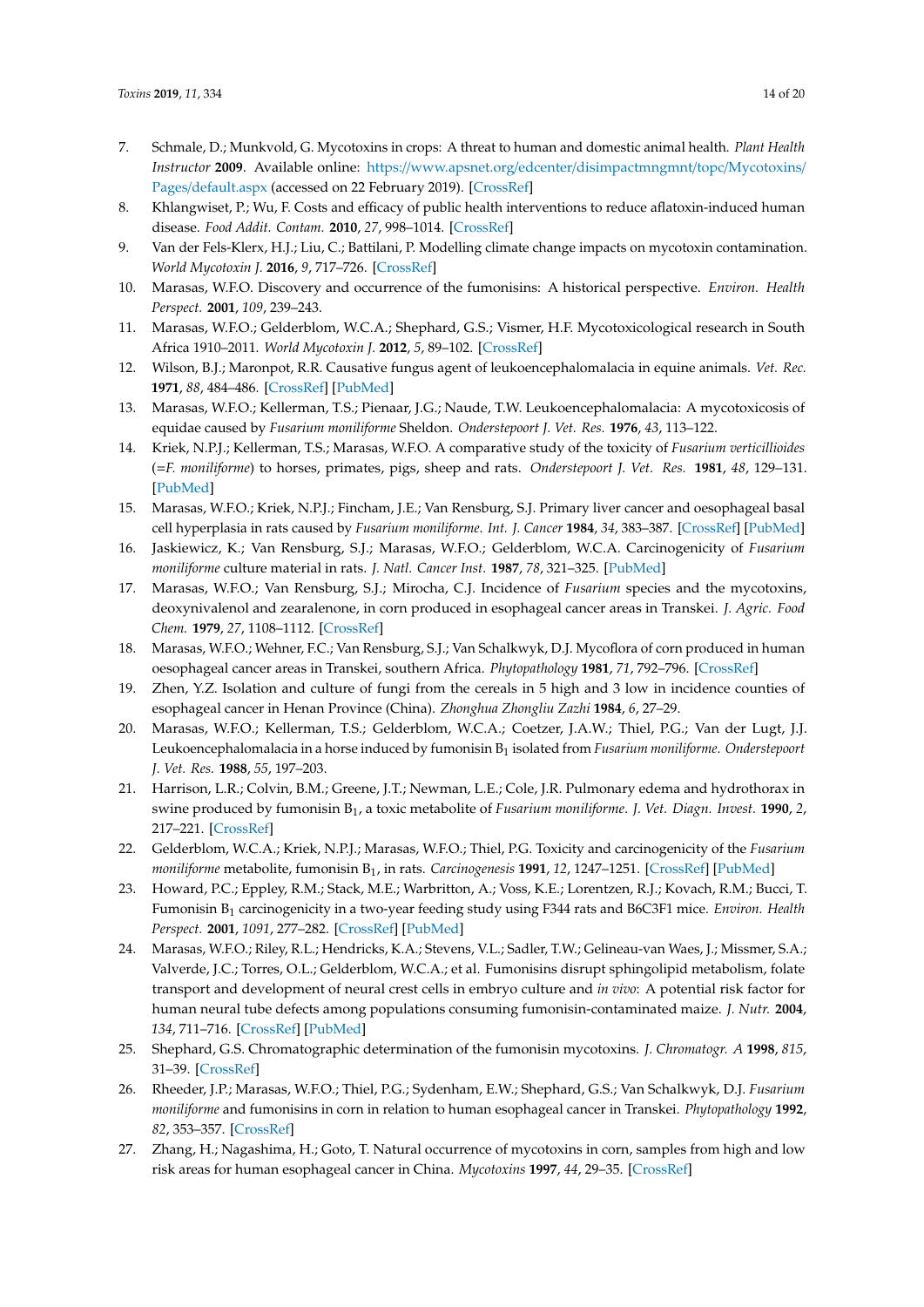7. Schmale, D.; Munkvold, G. Mycotoxins in crops: A threat to human and domestic animal health. *Plant Health Instructor* **2009**. Available online: https://www.apsnet.org/edcenter/disimpactmngmnt/topc/Mycotoxins/Pages/default.aspx (accessed on 22 February 2019). [CrossRef]
8. Khlangwiset, P.; Wu, F. Costs and efficacy of public health interventions to reduce aflatoxin-induced human disease. *Food Addit. Contam.* **2010**, *27*, 998–1014. [CrossRef]
9. Van der Fels-Klerx, H.J.; Liu, C.; Battilani, P. Modelling climate change impacts on mycotoxin contamination. *World Mycotoxin J.* **2016**, *9*, 717–726. [CrossRef]
10. Marasas, W.F.O. Discovery and occurrence of the fumonisins: A historical perspective. *Environ. Health Perspect.* **2001**, *109*, 239–243.
11. Marasas, W.F.O.; Gelderblom, W.C.A.; Shephard, G.S.; Vismer, H.F. Mycotoxicological research in South Africa 1910–2011. *World Mycotoxin J.* **2012**, *5*, 89–102. [CrossRef]
12. Wilson, B.J.; Maronpot, R.R. Causative fungus agent of leukoencephalomalacia in equine animals. *Vet. Rec.* **1971**, *88*, 484–486. [CrossRef] [PubMed]
13. Marasas, W.F.O.; Kellerman, T.S.; Pienaar, J.G.; Naude, T.W. Leukoencephalomalacia: A mycotoxicosis of equidae caused by *Fusarium moniliforme* Sheldon. *Onderstepoort J. Vet. Res.* **1976**, *43*, 113–122.
14. Kriek, N.P.J.; Kellerman, T.S.; Marasas, W.F.O. A comparative study of the toxicity of *Fusarium verticillioides* (=*F. moniliforme*) to horses, primates, pigs, sheep and rats. *Onderstepoort J. Vet. Res.* **1981**, *48*, 129–131. [PubMed]
15. Marasas, W.F.O.; Kriek, N.P.J.; Fincham, J.E.; Van Rensburg, S.J. Primary liver cancer and oesophageal basal cell hyperplasia in rats caused by *Fusarium moniliforme*. *Int. J. Cancer* **1984**, *34*, 383–387. [CrossRef] [PubMed]
16. Jaskiewicz, K.; Van Rensburg, S.J.; Marasas, W.F.O.; Gelderblom, W.C.A. Carcinogenicity of *Fusarium moniliforme* culture material in rats. *J. Natl. Cancer Inst.* **1987**, *78*, 321–325. [PubMed]
17. Marasas, W.F.O.; Van Rensburg, S.J.; Mirocha, C.J. Incidence of *Fusarium* species and the mycotoxins, deoxynivalenol and zearalenone, in corn produced in esophageal cancer areas in Transkei. *J. Agric. Food Chem.* **1979**, *27*, 1108–1112. [CrossRef]
18. Marasas, W.F.O.; Wehner, F.C.; Van Rensburg, S.J.; Van Schalkwyk, D.J. Mycoflora of corn produced in human oesophageal cancer areas in Transkei, southern Africa. *Phytopathology* **1981**, *71*, 792–796. [CrossRef]
19. Zhen, Y.Z. Isolation and culture of fungi from the cereals in 5 high and 3 low in incidence counties of esophageal cancer in Henan Province (China). *Zhonghua Zhongliu Zazhi* **1984**, *6*, 27–29.
20. Marasas, W.F.O.; Kellerman, T.S.; Gelderblom, W.C.A.; Coetzer, J.A.W.; Thiel, P.G.; Van der Lugt, J.J. Leukoencephalomalacia in a horse induced by fumonisin $B_1$ isolated from *Fusarium moniliforme*. *Onderstepoort J. Vet. Res.* **1988**, *55*, 197–203.
21. Harrison, L.R.; Colvin, B.M.; Greene, J.T.; Newman, L.E.; Cole, J.R. Pulmonary edema and hydrothorax in swine produced by fumonisin $B_1$, a toxic metabolite of *Fusarium moniliforme*. *J. Vet. Diagn. Invest.* **1990**, *2*, 217–221. [CrossRef]
22. Gelderblom, W.C.A.; Kriek, N.P.J.; Marasas, W.F.O.; Thiel, P.G. Toxicity and carcinogenicity of the *Fusarium moniliforme* metabolite, fumonisin $B_1$, in rats. *Carcinogenesis* **1991**, *12*, 1247–1251. [CrossRef] [PubMed]
23. Howard, P.C.; Eppley, R.M.; Stack, M.E.; Warbritton, A.; Voss, K.E.; Lorentzen, R.J.; Kovach, R.M.; Bucci, T. Fumonisin $B_1$ carcinogenicity in a two-year feeding study using F344 rats and B6C3F1 mice. *Environ. Health Perspect.* **2001**, *1091*, 277–282. [CrossRef] [PubMed]
24. Marasas, W.F.O.; Riley, R.L.; Hendricks, K.A.; Stevens, V.L.; Sadler, T.W.; Gelineau-van Waes, J.; Missmer, S.A.; Valverde, J.C.; Torres, O.L.; Gelderblom, W.C.A.; et al. Fumonisins disrupt sphingolipid metabolism, folate transport and development of neural crest cells in embryo culture and *in vivo*: A potential risk factor for human neural tube defects among populations consuming fumonisin-contaminated maize. *J. Nutr.* **2004**, *134*, 711–716. [CrossRef] [PubMed]
25. Shephard, G.S. Chromatographic determination of the fumonisin mycotoxins. *J. Chromatogr. A* **1998**, *815*, 31–39. [CrossRef]
26. Rheeder, J.P.; Marasas, W.F.O.; Thiel, P.G.; Sydenham, E.W.; Shephard, G.S.; Van Schalkwyk, D.J. *Fusarium moniliforme* and fumonisins in corn in relation to human esophageal cancer in Transkei. *Phytopathology* **1992**, *82*, 353–357. [CrossRef]
27. Zhang, H.; Nagashima, H.; Goto, T. Natural occurrence of mycotoxins in corn, samples from high and low risk areas for human esophageal cancer in China. *Mycotoxins* **1997**, *44*, 29–35. [CrossRef]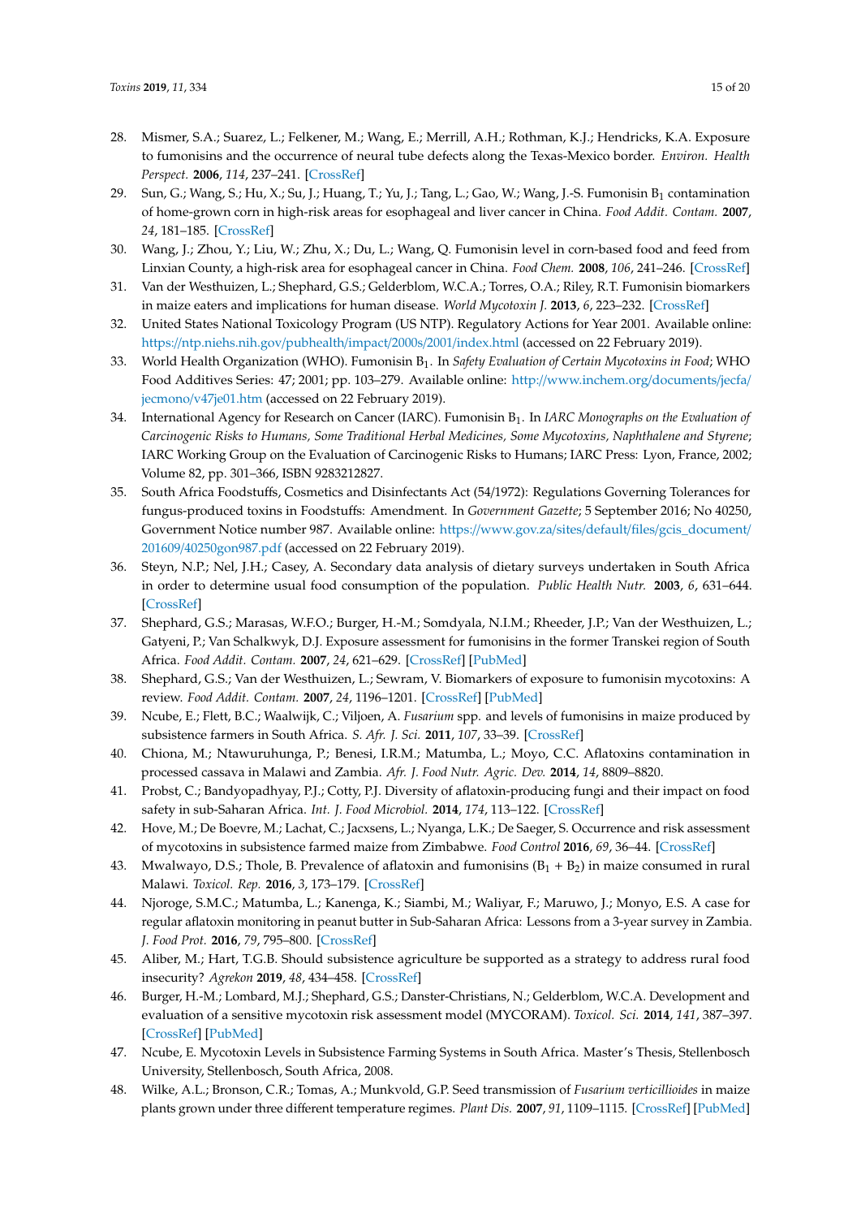28. Mismer, S.A.; Suarez, L.; Felkener, M.; Wang, E.; Merrill, A.H.; Rothman, K.J.; Hendricks, K.A. Exposure to fumonisins and the occurrence of neural tube defects along the Texas-Mexico border. *Environ. Health Perspect.* **2006**, *114*, 237–241. [CrossRef]
29. Sun, G.; Wang, S.; Hu, X.; Su, J.; Huang, T.; Yu, J.; Tang, L.; Gao, W.; Wang, J.-S. Fumonisin $B_1$ contamination of home-grown corn in high-risk areas for esophageal and liver cancer in China. *Food Addit. Contam.* **2007**, *24*, 181–185. [CrossRef]
30. Wang, J.; Zhou, Y.; Liu, W.; Zhu, X.; Du, L.; Wang, Q. Fumonisin level in corn-based food and feed from Linxian County, a high-risk area for esophageal cancer in China. *Food Chem.* **2008**, *106*, 241–246. [CrossRef]
31. Van der Westhuizen, L.; Shephard, G.S.; Gelderblom, W.C.A.; Torres, O.A.; Riley, R.T. Fumonisin biomarkers in maize eaters and implications for human disease. *World Mycotoxin J.* **2013**, *6*, 223–232. [CrossRef]
32. United States National Toxicology Program (US NTP). Regulatory Actions for Year 2001. Available online: https://ntp.niehs.nih.gov/pubhealth/impact/2000s/2001/index.html (accessed on 22 February 2019).
33. World Health Organization (WHO). Fumonisin $B_1$. In *Safety Evaluation of Certain Mycotoxins in Food*; WHO Food Additives Series: 47; 2001; pp. 103–279. Available online: http://www.inchem.org/documents/jecfa/jecmono/v47je01.htm (accessed on 22 February 2019).
34. International Agency for Research on Cancer (IARC). Fumonisin $B_1$. In *IARC Monographs on the Evaluation of Carcinogenic Risks to Humans, Some Traditional Herbal Medicines, Some Mycotoxins, Naphthalene and Styrene*; IARC Working Group on the Evaluation of Carcinogenic Risks to Humans; IARC Press: Lyon, France, 2002; Volume 82, pp. 301–366, ISBN 9283212827.
35. South Africa Foodstuffs, Cosmetics and Disinfectants Act (54/1972): Regulations Governing Tolerances for fungus-produced toxins in Foodstuffs: Amendment. In *Government Gazette*; 5 September 2016; No 40250, Government Notice number 987. Available online: https://www.gov.za/sites/default/files/gcis_document/201609/40250gon987.pdf (accessed on 22 February 2019).
36. Steyn, N.P.; Nel, J.H.; Casey, A. Secondary data analysis of dietary surveys undertaken in South Africa in order to determine usual food consumption of the population. *Public Health Nutr.* **2003**, *6*, 631–644. [CrossRef]
37. Shephard, G.S.; Marasas, W.F.O.; Burger, H.-M.; Somdyala, N.I.M.; Rheeder, J.P.; Van der Westhuizen, L.; Gatyeni, P.; Van Schalkwyk, D.J. Exposure assessment for fumonisins in the former Transkei region of South Africa. *Food Addit. Contam.* **2007**, *24*, 621–629. [CrossRef] [PubMed]
38. Shephard, G.S.; Van der Westhuizen, L.; Sewram, V. Biomarkers of exposure to fumonisin mycotoxins: A review. *Food Addit. Contam.* **2007**, *24*, 1196–1201. [CrossRef] [PubMed]
39. Ncube, E.; Flett, B.C.; Waalwijk, C.; Viljoen, A. *Fusarium* spp. and levels of fumonisins in maize produced by subsistence farmers in South Africa. *S. Afr. J. Sci.* **2011**, *107*, 33–39. [CrossRef]
40. Chiona, M.; Ntawuruhunga, P.; Benesi, I.R.M.; Matumba, L.; Moyo, C.C. Aflatoxins contamination in processed cassava in Malawi and Zambia. *Afr. J. Food Nutr. Agric. Dev.* **2014**, *14*, 8809–8820.
41. Probst, C.; Bandyopadhyay, P.J.; Cotty, P.J. Diversity of aflatoxin-producing fungi and their impact on food safety in sub-Saharan Africa. *Int. J. Food Microbiol.* **2014**, *174*, 113–122. [CrossRef]
42. Hove, M.; De Boevre, M.; Lachat, C.; Jacxsens, L.; Nyanga, L.K.; De Saeger, S. Occurrence and risk assessment of mycotoxins in subsistence farmed maize from Zimbabwe. *Food Control* **2016**, *69*, 36–44. [CrossRef]
43. Mwalwayo, D.S.; Thole, B. Prevalence of aflatoxin and fumonisins ($B_1$ + $B_2$) in maize consumed in rural Malawi. *Toxicol. Rep.* **2016**, *3*, 173–179. [CrossRef]
44. Njoroge, S.M.C.; Matumba, L.; Kanenga, K.; Siambi, M.; Waliyar, F.; Maruwo, J.; Monyo, E.S. A case for regular aflatoxin monitoring in peanut butter in Sub-Saharan Africa: Lessons from a 3-year survey in Zambia. *J. Food Prot.* **2016**, *79*, 795–800. [CrossRef]
45. Aliber, M.; Hart, T.G.B. Should subsistence agriculture be supported as a strategy to address rural food insecurity? *Agrekon* **2019**, *48*, 434–458. [CrossRef]
46. Burger, H.-M.; Lombard, M.J.; Shephard, G.S.; Danster-Christians, N.; Gelderblom, W.C.A. Development and evaluation of a sensitive mycotoxin risk assessment model (MYCORAM). *Toxicol. Sci.* **2014**, *141*, 387–397. [CrossRef] [PubMed]
47. Ncube, E. Mycotoxin Levels in Subsistence Farming Systems in South Africa. Master's Thesis, Stellenbosch University, Stellenbosch, South Africa, 2008.
48. Wilke, A.L.; Bronson, C.R.; Tomas, A.; Munkvold, G.P. Seed transmission of *Fusarium verticillioides* in maize plants grown under three different temperature regimes. *Plant Dis.* **2007**, *91*, 1109–1115. [CrossRef] [PubMed]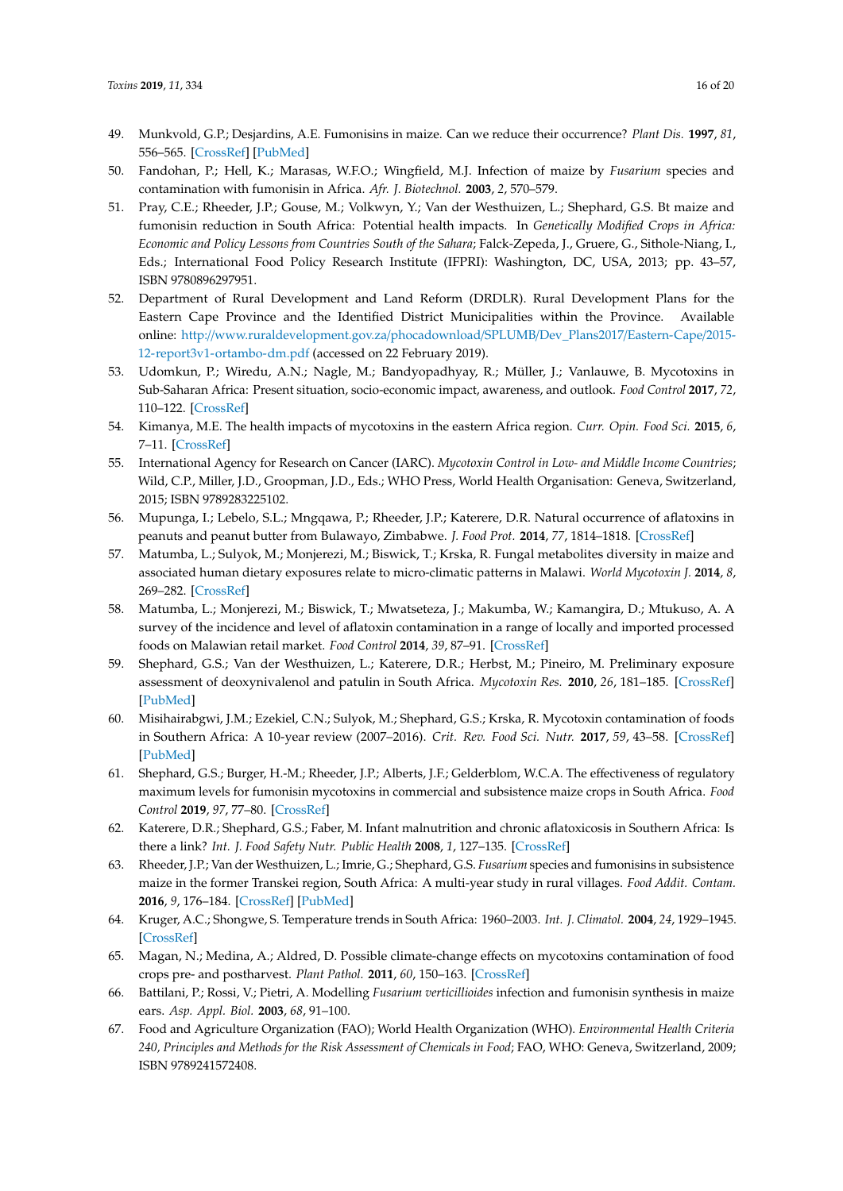49. Munkvold, G.P.; Desjardins, A.E. Fumonisins in maize. Can we reduce their occurrence? *Plant Dis.* **1997**, *81*, 556–565. [CrossRef] [PubMed]
50. Fandohan, P.; Hell, K.; Marasas, W.F.O.; Wingfield, M.J. Infection of maize by *Fusarium* species and contamination with fumonisin in Africa. *Afr. J. Biotechnol.* **2003**, *2*, 570–579.
51. Pray, C.E.; Rheeder, J.P.; Gouse, M.; Volkwyn, Y.; Van der Westhuizen, L.; Shephard, G.S. Bt maize and fumonisin reduction in South Africa: Potential health impacts. In *Genetically Modified Crops in Africa: Economic and Policy Lessons from Countries South of the Sahara*; Falck-Zepeda, J., Gruere, G., Sithole-Niang, I., Eds.; International Food Policy Research Institute (IFPRI): Washington, DC, USA, 2013; pp. 43–57, ISBN 9780896297951.
52. Department of Rural Development and Land Reform (DRDLR). Rural Development Plans for the Eastern Cape Province and the Identified District Municipalities within the Province. Available online: http://www.ruraldevelopment.gov.za/phocadownload/SPLUMB/Dev_Plans2017/Eastern-Cape/2015-12-report3v1-ortambo-dm.pdf (accessed on 22 February 2019).
53. Udomkun, P.; Wiredu, A.N.; Nagle, M.; Bandyopadhyay, R.; Müller, J.; Vanlauwe, B. Mycotoxins in Sub-Saharan Africa: Present situation, socio-economic impact, awareness, and outlook. *Food Control* **2017**, *72*, 110–122. [CrossRef]
54. Kimanya, M.E. The health impacts of mycotoxins in the eastern Africa region. *Curr. Opin. Food Sci.* **2015**, *6*, 7–11. [CrossRef]
55. International Agency for Research on Cancer (IARC). *Mycotoxin Control in Low- and Middle Income Countries*; Wild, C.P., Miller, J.D., Groopman, J.D., Eds.; WHO Press, World Health Organisation: Geneva, Switzerland, 2015; ISBN 9789283225102.
56. Mupunga, I.; Lebelo, S.L.; Mngqawa, P.; Rheeder, J.P.; Katerere, D.R. Natural occurrence of aflatoxins in peanuts and peanut butter from Bulawayo, Zimbabwe. *J. Food Prot.* **2014**, *77*, 1814–1818. [CrossRef]
57. Matumba, L.; Sulyok, M.; Monjerezi, M.; Biswick, T.; Krska, R. Fungal metabolites diversity in maize and associated human dietary exposures relate to micro-climatic patterns in Malawi. *World Mycotoxin J.* **2014**, *8*, 269–282. [CrossRef]
58. Matumba, L.; Monjerezi, M.; Biswick, T.; Mwatseteza, J.; Makumba, W.; Kamangira, D.; Mtukuso, A. A survey of the incidence and level of aflatoxin contamination in a range of locally and imported processed foods on Malawian retail market. *Food Control* **2014**, *39*, 87–91. [CrossRef]
59. Shephard, G.S.; Van der Westhuizen, L.; Katerere, D.R.; Herbst, M.; Pineiro, M. Preliminary exposure assessment of deoxynivalenol and patulin in South Africa. *Mycotoxin Res.* **2010**, *26*, 181–185. [CrossRef] [PubMed]
60. Misihairabgwi, J.M.; Ezekiel, C.N.; Sulyok, M.; Shephard, G.S.; Krska, R. Mycotoxin contamination of foods in Southern Africa: A 10-year review (2007–2016). *Crit. Rev. Food Sci. Nutr.* **2017**, *59*, 43–58. [CrossRef] [PubMed]
61. Shephard, G.S.; Burger, H.-M.; Rheeder, J.P.; Alberts, J.F.; Gelderblom, W.C.A. The effectiveness of regulatory maximum levels for fumonisin mycotoxins in commercial and subsistence maize crops in South Africa. *Food Control* **2019**, *97*, 77–80. [CrossRef]
62. Katerere, D.R.; Shephard, G.S.; Faber, M. Infant malnutrition and chronic aflatoxicosis in Southern Africa: Is there a link? *Int. J. Food Safety Nutr. Public Health* **2008**, *1*, 127–135. [CrossRef]
63. Rheeder, J.P.; Van der Westhuizen, L.; Imrie, G.; Shephard, G.S. *Fusarium* species and fumonisins in subsistence maize in the former Transkei region, South Africa: A multi-year study in rural villages. *Food Addit. Contam.* **2016**, *9*, 176–184. [CrossRef] [PubMed]
64. Kruger, A.C.; Shongwe, S. Temperature trends in South Africa: 1960–2003. *Int. J. Climatol.* **2004**, *24*, 1929–1945. [CrossRef]
65. Magan, N.; Medina, A.; Aldred, D. Possible climate-change effects on mycotoxins contamination of food crops pre- and postharvest. *Plant Pathol.* **2011**, *60*, 150–163. [CrossRef]
66. Battilani, P.; Rossi, V.; Pietri, A. Modelling *Fusarium verticillioides* infection and fumonisin synthesis in maize ears. *Asp. Appl. Biol.* **2003**, *68*, 91–100.
67. Food and Agriculture Organization (FAO); World Health Organization (WHO). *Environmental Health Criteria 240, Principles and Methods for the Risk Assessment of Chemicals in Food*; FAO, WHO: Geneva, Switzerland, 2009; ISBN 9789241572408.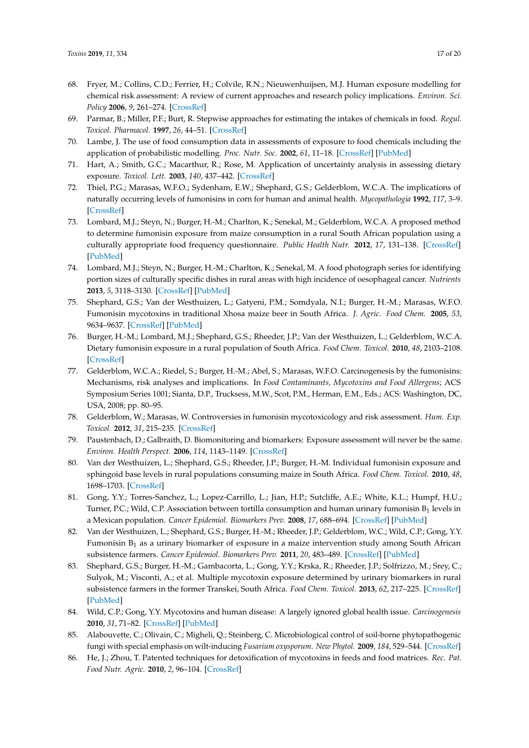68. Fryer, M.; Collins, C.D.; Ferrier, H.; Colvile, R.N.; Nieuwenhuijsen, M.J. Human exposure modelling for chemical risk assessment: A review of current approaches and research policy implications. *Environ. Sci. Policy* **2006**, *9*, 261–274. [CrossRef]
69. Parmar, B.; Miller, P.F.; Burt, R. Stepwise approaches for estimating the intakes of chemicals in food. *Regul. Toxicol. Pharmacol.* **1997**, *26*, 44–51. [CrossRef]
70. Lambe, J. The use of food consumption data in assessments of exposure to food chemicals including the application of probabilistic modelling. *Proc. Nutr. Soc.* **2002**, *61*, 11–18. [CrossRef] [PubMed]
71. Hart, A.; Smith, G.C.; Macarthur, R.; Rose, M. Application of uncertainty analysis in assessing dietary exposure. *Toxicol. Lett.* **2003**, *140*, 437–442. [CrossRef]
72. Thiel, P.G.; Marasas, W.F.O.; Sydenham, E.W.; Shephard, G.S.; Gelderblom, W.C.A. The implications of naturally occurring levels of fumonisins in corn for human and animal health. *Mycopathologia* **1992**, *117*, 3–9. [CrossRef]
73. Lombard, M.J.; Steyn, N.; Burger, H.-M.; Charlton, K.; Senekal, M.; Gelderblom, W.C.A. A proposed method to determine fumonisin exposure from maize consumption in a rural South African population using a culturally appropriate food frequency questionnaire. *Public Health Nutr.* **2012**, *17*, 131–138. [CrossRef] [PubMed]
74. Lombard, M.J.; Steyn, N.; Burger, H.-M.; Charlton, K.; Senekal, M. A food photograph series for identifying portion sizes of culturally specific dishes in rural areas with high incidence of oesophageal cancer. *Nutrients* **2013**, *5*, 3118–3130. [CrossRef] [PubMed]
75. Shephard, G.S.; Van der Westhuizen, L.; Gatyeni, P.M.; Somdyala, N.I.; Burger, H.-M.; Marasas, W.F.O. Fumonisin mycotoxins in traditional Xhosa maize beer in South Africa. *J. Agric. Food Chem.* **2005**, *53*, 9634–9637. [CrossRef] [PubMed]
76. Burger, H.-M.; Lombard, M.J.; Shephard, G.S.; Rheeder, J.P.; Van der Westhuizen, L.; Gelderblom, W.C.A. Dietary fumonisin exposure in a rural population of South Africa. *Food Chem. Toxicol.* **2010**, *48*, 2103–2108. [CrossRef]
77. Gelderblom, W.C.A.; Riedel, S.; Burger, H.-M.; Abel, S.; Marasas, W.F.O. Carcinogenesis by the fumonisins: Mechanisms, risk analyses and implications. In *Food Contaminants, Mycotoxins and Food Allergens*; ACS Symposium Series 1001; Sianta, D.P., Trucksess, M.W., Scot, P.M., Herman, E.M., Eds.; ACS: Washington, DC, USA, 2008; pp. 80–95.
78. Gelderblom, W.; Marasas, W. Controversies in fumonisin mycotoxicology and risk assessment. *Hum. Exp. Toxicol.* **2012**, *31*, 215–235. [CrossRef]
79. Paustenbach, D.; Galbraith, D. Biomonitoring and biomarkers: Exposure assessment will never be the same. *Environ. Health Perspect.* **2006**, *114*, 1143–1149. [CrossRef]
80. Van der Westhuizen, L.; Shephard, G.S.; Rheeder, J.P.; Burger, H.-M. Individual fumonisin exposure and sphingoid base levels in rural populations consuming maize in South Africa. *Food Chem. Toxicol.* **2010**, *48*, 1698–1703. [CrossRef]
81. Gong, Y.Y.; Torres-Sanchez, L.; Lopez-Carrillo, L.; Jian, H.P.; Sutcliffe, A.E.; White, K.L.; Humpf, H.U.; Turner, P.C.; Wild, C.P. Association between tortilla consumption and human urinary fumonisin $B_1$ levels in a Mexican population. *Cancer Epidemiol. Biomarkers Prev.* **2008**, *17*, 688–694. [CrossRef] [PubMed]
82. Van der Westhuizen, L.; Shephard, G.S.; Burger, H.-M.; Rheeder, J.P.; Gelderblom, W.C.; Wild, C.P.; Gong, Y.Y. Fumonisin $B_1$ as a urinary biomarker of exposure in a maize intervention study among South African subsistence farmers. *Cancer Epidemiol. Biomarkers Prev.* **2011**, *20*, 483–489. [CrossRef] [PubMed]
83. Shephard, G.S.; Burger, H.-M.; Gambacorta, L.; Gong, Y.Y.; Krska, R.; Rheeder, J.P.; Solfrizzo, M.; Srey, C.; Sulyok, M.; Visconti, A.; et al. Multiple mycotoxin exposure determined by urinary biomarkers in rural subsistence farmers in the former Transkei, South Africa. *Food Chem. Toxicol.* **2013**, *62*, 217–225. [CrossRef] [PubMed]
84. Wild, C.P.; Gong, Y.Y. Mycotoxins and human disease: A largely ignored global health issue. *Carcinogenesis* **2010**, *31*, 71–82. [CrossRef] [PubMed]
85. Alabouvette, C.; Olivain, C.; Migheli, Q.; Steinberg, C. Microbiological control of soil-borne phytopathogenic fungi with special emphasis on wilt-inducing *Fusarium oxysporum*. *New Phytol.* **2009**, *184*, 529–544. [CrossRef]
86. He, J.; Zhou, T. Patented techniques for detoxification of mycotoxins in feeds and food matrices. *Rec. Pat. Food Nutr. Agric.* **2010**, *2*, 96–104. [CrossRef]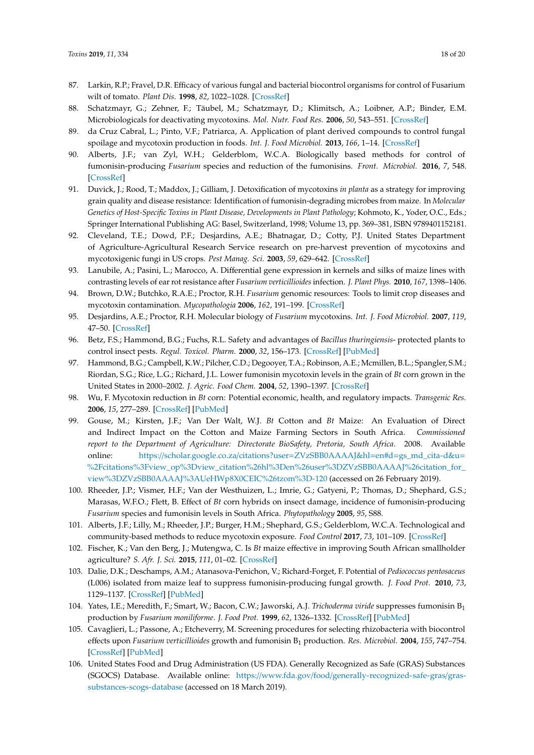87. Larkin, R.P.; Fravel, D.R. Efficacy of various fungal and bacterial biocontrol organisms for control of Fusarium wilt of tomato. *Plant Dis.* **1998**, *82*, 1022–1028. [CrossRef]
88. Schatzmayr, G.; Zehner, F.; Täubel, M.; Schatzmayr, D.; Klimitsch, A.; Loibner, A.P.; Binder, E.M. Microbiologicals for deactivating mycotoxins. *Mol. Nutr. Food Res.* **2006**, *50*, 543–551. [CrossRef]
89. da Cruz Cabral, L.; Pinto, V.F.; Patriarca, A. Application of plant derived compounds to control fungal spoilage and mycotoxin production in foods. *Int. J. Food Microbiol.* **2013**, *166*, 1–14. [CrossRef]
90. Alberts, J.F.; van Zyl, W.H.; Gelderblom, W.C.A. Biologically based methods for control of fumonisin-producing *Fusarium* species and reduction of the fumonisins. *Front. Microbiol.* **2016**, *7*, 548. [CrossRef]
91. Duvick, J.; Rood, T.; Maddox, J.; Gilliam, J. Detoxification of mycotoxins *in planta* as a strategy for improving grain quality and disease resistance: Identification of fumonisin-degrading microbes from maize. In *Molecular Genetics of Host-Specific Toxins in Plant Disease, Developments in Plant Pathology*; Kohmoto, K., Yoder, O.C., Eds.; Springer International Publishing AG: Basel, Switzerland, 1998; Volume 13, pp. 369–381, ISBN 9789401152181.
92. Cleveland, T.E.; Dowd, P.F.; Desjardins, A.E.; Bhatnagar, D.; Cotty, P.J. United States Department of Agriculture-Agricultural Research Service research on pre-harvest prevention of mycotoxins and mycotoxigenic fungi in US crops. *Pest Manag. Sci.* **2003**, *59*, 629–642. [CrossRef]
93. Lanubile, A.; Pasini, L.; Marocco, A. Differential gene expression in kernels and silks of maize lines with contrasting levels of ear rot resistance after *Fusarium verticillioides* infection. *J. Plant Phys.* **2010**, *167*, 1398–1406.
94. Brown, D.W.; Butchko, R.A.E.; Proctor, R.H. *Fusarium* genomic resources: Tools to limit crop diseases and mycotoxin contamination. *Mycopathologia* **2006**, *162*, 191–199. [CrossRef]
95. Desjardins, A.E.; Proctor, R.H. Molecular biology of *Fusarium* mycotoxins. *Int. J. Food Microbiol.* **2007**, *119*, 47–50. [CrossRef]
96. Betz, F.S.; Hammond, B.G.; Fuchs, R.L. Safety and advantages of *Bacillus thuringiensis*- protected plants to control insect pests. *Regul. Toxicol. Pharm.* **2000**, *32*, 156–173. [CrossRef] [PubMed]
97. Hammond, B.G.; Campbell, K.W.; Pilcher, C.D.; Degooyer, T.A.; Robinson, A.E.; Mcmillen, B.L.; Spangler, S.M.; Riordan, S.G.; Rice, L.G.; Richard, J.L. Lower fumonisin mycotoxin levels in the grain of *Bt* corn grown in the United States in 2000–2002. *J. Agric. Food Chem.* **2004**, *52*, 1390–1397. [CrossRef]
98. Wu, F. Mycotoxin reduction in *Bt* corn: Potential economic, health, and regulatory impacts. *Transgenic Res.* **2006**, *15*, 277–289. [CrossRef] [PubMed]
99. Gouse, M.; Kirsten, J.F.; Van Der Walt, W.J. *Bt* Cotton and *Bt* Maize: An Evaluation of Direct and Indirect Impact on the Cotton and Maize Farming Sectors in South Africa. *Commissioned report to the Department of Agriculture: Directorate BioSafety, Pretoria, South Africa*. 2008. Available online: https://scholar.google.co.za/citations?user=ZVzSBB0AAAAJ&hl=en#d=gs_md_cita-d&u=%2Fcitations%3Fview_op%3Dview_citation%26hl%3Den%26user%3DZVzSBB0AAAAJ%26citation_for_view%3DZVzSBB0AAAAJ%3AUeHWp8X0CEIC%26tzom%3D-120 (accessed on 26 February 2019).
100. Rheeder, J.P.; Vismer, H.F.; Van der Westhuizen, L.; Imrie, G.; Gatyeni, P.; Thomas, D.; Shephard, G.S.; Marasas, W.F.O.; Flett, B. Effect of *Bt* corn hybrids on insect damage, incidence of fumonisin-producing *Fusarium* species and fumonisin levels in South Africa. *Phytopathology* **2005**, *95*, S88.
101. Alberts, J.F.; Lilly, M.; Rheeder, J.P.; Burger, H.M.; Shephard, G.S.; Gelderblom, W.C.A. Technological and community-based methods to reduce mycotoxin exposure. *Food Control* **2017**, *73*, 101–109. [CrossRef]
102. Fischer, K.; Van den Berg, J.; Mutengwa, C. Is *Bt* maize effective in improving South African smallholder agriculture? *S. Afr. J. Sci.* **2015**, *111*, 01–02. [CrossRef]
103. Dalie, D.K.; Deschamps, A.M.; Atanasova-Penichon, V.; Richard-Forget, F. Potential of *Pediococcus pentosaceus* (L006) isolated from maize leaf to suppress fumonisin-producing fungal growth. *J. Food Prot.* **2010**, *73*, 1129–1137. [CrossRef] [PubMed]
104. Yates, I.E.; Meredith, F.; Smart, W.; Bacon, C.W.; Jaworski, A.J. *Trichoderma viride* suppresses fumonisin $B_1$ production by *Fusarium moniliforme*. *J. Food Prot.* **1999**, *62*, 1326–1332. [CrossRef] [PubMed]
105. Cavaglieri, L.; Passone, A.; Etcheverry, M. Screening procedures for selecting rhizobacteria with biocontrol effects upon *Fusarium verticillioides* growth and fumonisin $B_1$ production. *Res. Microbiol.* **2004**, *155*, 747–754. [CrossRef] [PubMed]
106. United States Food and Drug Administration (US FDA). Generally Recognized as Safe (GRAS) Substances (SGOCS) Database. Available online: https://www.fda.gov/food/generally-recognized-safe-gras/gras-substances-scogs-database (accessed on 18 March 2019).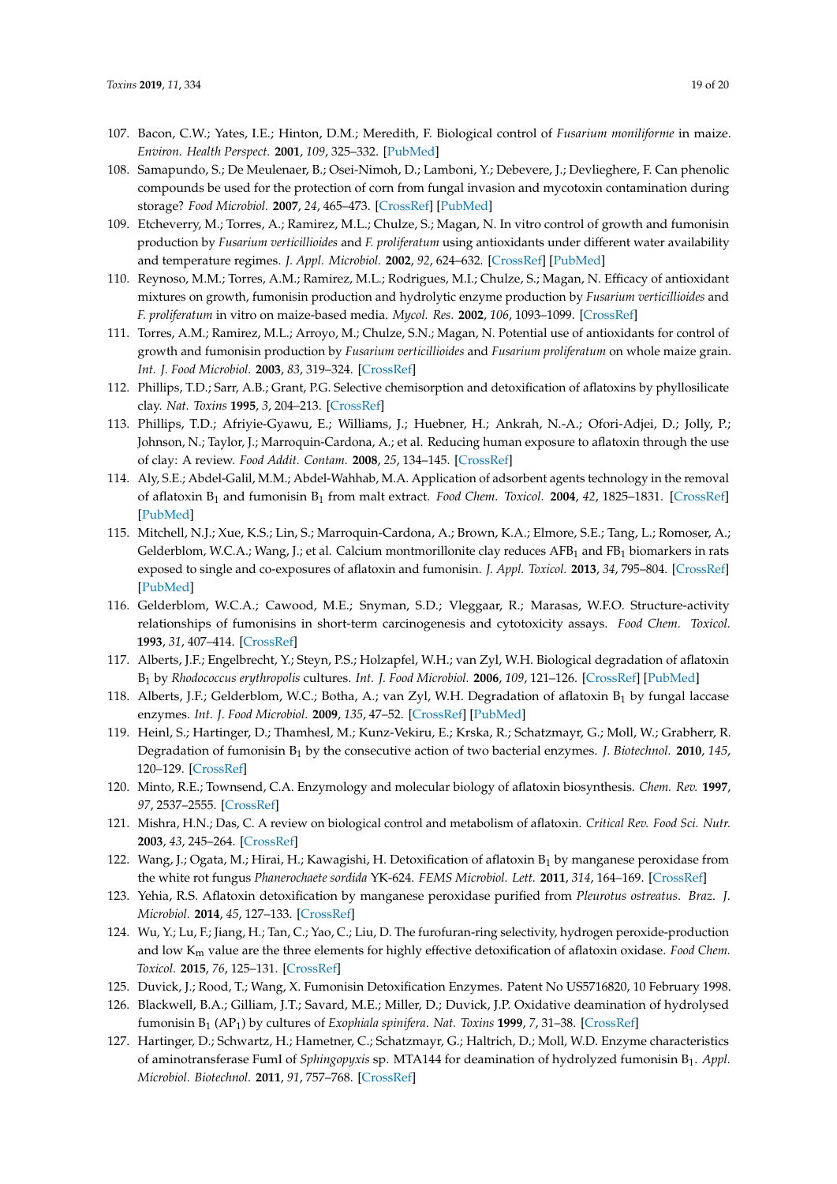107. Bacon, C.W.; Yates, I.E.; Hinton, D.M.; Meredith, F. Biological control of *Fusarium moniliforme* in maize. *Environ. Health Perspect.* **2001**, *109*, 325–332. [PubMed]
108. Samapundo, S.; De Meulenaer, B.; Osei-Nimoh, D.; Lamboni, Y.; Debevere, J.; Devlieghere, F. Can phenolic compounds be used for the protection of corn from fungal invasion and mycotoxin contamination during storage? *Food Microbiol.* **2007**, *24*, 465–473. [CrossRef] [PubMed]
109. Etcheverry, M.; Torres, A.; Ramirez, M.L.; Chulze, S.; Magan, N. In vitro control of growth and fumonisin production by *Fusarium verticillioides* and *F. proliferatum* using antioxidants under different water availability and temperature regimes. *J. Appl. Microbiol.* **2002**, *92*, 624–632. [CrossRef] [PubMed]
110. Reynoso, M.M.; Torres, A.M.; Ramirez, M.L.; Rodrigues, M.I.; Chulze, S.; Magan, N. Efficacy of antioxidant mixtures on growth, fumonisin production and hydrolytic enzyme production by *Fusarium verticillioides* and *F. proliferatum* in vitro on maize-based media. *Mycol. Res.* **2002**, *106*, 1093–1099. [CrossRef]
111. Torres, A.M.; Ramirez, M.L.; Arroyo, M.; Chulze, S.N.; Magan, N. Potential use of antioxidants for control of growth and fumonisin production by *Fusarium verticillioides* and *Fusarium proliferatum* on whole maize grain. *Int. J. Food Microbiol.* **2003**, *83*, 319–324. [CrossRef]
112. Phillips, T.D.; Sarr, A.B.; Grant, P.G. Selective chemisorption and detoxification of aflatoxins by phyllosilicate clay. *Nat. Toxins* **1995**, *3*, 204–213. [CrossRef]
113. Phillips, T.D.; Afriyie-Gyawu, E.; Williams, J.; Huebner, H.; Ankrah, N.-A.; Ofori-Adjei, D.; Jolly, P.; Johnson, N.; Taylor, J.; Marroquin-Cardona, A.; et al. Reducing human exposure to aflatoxin through the use of clay: A review. *Food Addit. Contam.* **2008**, *25*, 134–145. [CrossRef]
114. Aly, S.E.; Abdel-Galil, M.M.; Abdel-Wahhab, M.A. Application of adsorbent agents technology in the removal of aflatoxin $B_1$ and fumonisin $B_1$ from malt extract. *Food Chem. Toxicol.* **2004**, *42*, 1825–1831. [CrossRef] [PubMed]
115. Mitchell, N.J.; Xue, K.S.; Lin, S.; Marroquin-Cardona, A.; Brown, K.A.; Elmore, S.E.; Tang, L.; Romoser, A.; Gelderblom, W.C.A.; Wang, J.; et al. Calcium montmorillonite clay reduces $AFB_1$ and $FB_1$ biomarkers in rats exposed to single and co-exposures of aflatoxin and fumonisin. *J. Appl. Toxicol.* **2013**, *34*, 795–804. [CrossRef] [PubMed]
116. Gelderblom, W.C.A.; Cawood, M.E.; Snyman, S.D.; Vleggaar, R.; Marasas, W.F.O. Structure-activity relationships of fumonisins in short-term carcinogenesis and cytotoxicity assays. *Food Chem. Toxicol.* **1993**, *31*, 407–414. [CrossRef]
117. Alberts, J.F.; Engelbrecht, Y.; Steyn, P.S.; Holzapfel, W.H.; van Zyl, W.H. Biological degradation of aflatoxin $B_1$ by *Rhodococcus erythropolis* cultures. *Int. J. Food Microbiol.* **2006**, *109*, 121–126. [CrossRef] [PubMed]
118. Alberts, J.F.; Gelderblom, W.C.; Botha, A.; van Zyl, W.H. Degradation of aflatoxin $B_1$ by fungal laccase enzymes. *Int. J. Food Microbiol.* **2009**, *135*, 47–52. [CrossRef] [PubMed]
119. Heinl, S.; Hartinger, D.; Thamhesl, M.; Kunz-Vekiru, E.; Krska, R.; Schatzmayr, G.; Moll, W.; Grabherr, R. Degradation of fumonisin $B_1$ by the consecutive action of two bacterial enzymes. *J. Biotechnol.* **2010**, *145*, 120–129. [CrossRef]
120. Minto, R.E.; Townsend, C.A. Enzymology and molecular biology of aflatoxin biosynthesis. *Chem. Rev.* **1997**, *97*, 2537–2555. [CrossRef]
121. Mishra, H.N.; Das, C. A review on biological control and metabolism of aflatoxin. *Critical Rev. Food Sci. Nutr.* **2003**, *43*, 245–264. [CrossRef]
122. Wang, J.; Ogata, M.; Hirai, H.; Kawagishi, H. Detoxification of aflatoxin $B_1$ by manganese peroxidase from the white rot fungus *Phanerochaete sordida* YK-624. *FEMS Microbiol. Lett.* **2011**, *314*, 164–169. [CrossRef]
123. Yehia, R.S. Aflatoxin detoxification by manganese peroxidase purified from *Pleurotus ostreatus*. *Braz. J. Microbiol.* **2014**, *45*, 127–133. [CrossRef]
124. Wu, Y.; Lu, F.; Jiang, H.; Tan, C.; Yao, C.; Liu, D. The furofuran-ring selectivity, hydrogen peroxide-production and low $K_m$ value are the three elements for highly effective detoxification of aflatoxin oxidase. *Food Chem. Toxicol.* **2015**, *76*, 125–131. [CrossRef]
125. Duvick, J.; Rood, T.; Wang, X. Fumonisin Detoxification Enzymes. Patent No US5716820, 10 February 1998.
126. Blackwell, B.A.; Gilliam, J.T.; Savard, M.E.; Miller, D.; Duvick, J.P. Oxidative deamination of hydrolysed fumonisin $B_1$ ($AP_1$) by cultures of *Exophiala spinifera*. *Nat. Toxins* **1999**, *7*, 31–38. [CrossRef]
127. Hartinger, D.; Schwartz, H.; Hametner, C.; Schatzmayr, G.; Haltrich, D.; Moll, W.D. Enzyme characteristics of aminotransferase FumI of *Sphingopyxis* sp. MTA144 for deamination of hydrolyzed fumonisin $B_1$. *Appl. Microbiol. Biotechnol.* **2011**, *91*, 757–768. [CrossRef]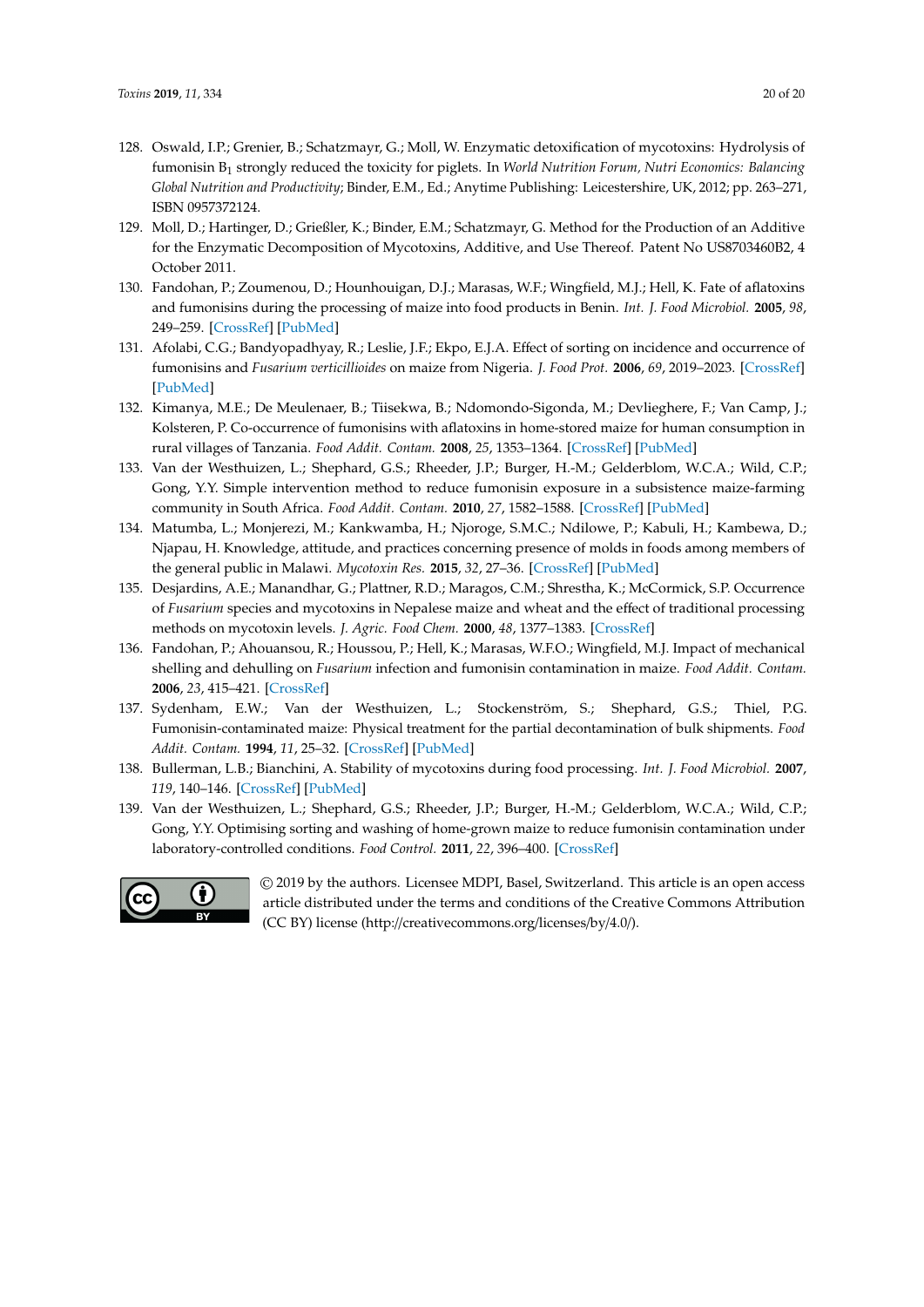128. Oswald, I.P.; Grenier, B.; Schatzmayr, G.; Moll, W. Enzymatic detoxification of mycotoxins: Hydrolysis of fumonisin $B_1$ strongly reduced the toxicity for piglets. In *World Nutrition Forum, Nutri Economics: Balancing Global Nutrition and Productivity*; Binder, E.M., Ed.; Anytime Publishing: Leicestershire, UK, 2012; pp. 263–271, ISBN 0957372124.
129. Moll, D.; Hartinger, D.; Grießler, K.; Binder, E.M.; Schatzmayr, G. Method for the Production of an Additive for the Enzymatic Decomposition of Mycotoxins, Additive, and Use Thereof. Patent No US8703460B2, 4 October 2011.
130. Fandohan, P.; Zoumenou, D.; Hounhouigan, D.J.; Marasas, W.F.; Wingfield, M.J.; Hell, K. Fate of aflatoxins and fumonisins during the processing of maize into food products in Benin. *Int. J. Food Microbiol.* **2005**, *98*, 249–259. [CrossRef] [PubMed]
131. Afolabi, C.G.; Bandyopadhyay, R.; Leslie, J.F.; Ekpo, E.J.A. Effect of sorting on incidence and occurrence of fumonisins and *Fusarium verticillioides* on maize from Nigeria. *J. Food Prot.* **2006**, *69*, 2019–2023. [CrossRef] [PubMed]
132. Kimanya, M.E.; De Meulenaer, B.; Tiisekwa, B.; Ndomondo-Sigonda, M.; Devlieghere, F.; Van Camp, J.; Kolsteren, P. Co-occurrence of fumonisins with aflatoxins in home-stored maize for human consumption in rural villages of Tanzania. *Food Addit. Contam.* **2008**, *25*, 1353–1364. [CrossRef] [PubMed]
133. Van der Westhuizen, L.; Shephard, G.S.; Rheeder, J.P.; Burger, H.-M.; Gelderblom, W.C.A.; Wild, C.P.; Gong, Y.Y. Simple intervention method to reduce fumonisin exposure in a subsistence maize-farming community in South Africa. *Food Addit. Contam.* **2010**, *27*, 1582–1588. [CrossRef] [PubMed]
134. Matumba, L.; Monjerezi, M.; Kankwamba, H.; Njoroge, S.M.C.; Ndilowe, P.; Kabuli, H.; Kambewa, D.; Njapau, H. Knowledge, attitude, and practices concerning presence of molds in foods among members of the general public in Malawi. *Mycotoxin Res.* **2015**, *32*, 27–36. [CrossRef] [PubMed]
135. Desjardins, A.E.; Manandhar, G.; Plattner, R.D.; Maragos, C.M.; Shrestha, K.; McCormick, S.P. Occurrence of *Fusarium* species and mycotoxins in Nepalese maize and wheat and the effect of traditional processing methods on mycotoxin levels. *J. Agric. Food Chem.* **2000**, *48*, 1377–1383. [CrossRef]
136. Fandohan, P.; Ahouansou, R.; Houssou, P.; Hell, K.; Marasas, W.F.O.; Wingfield, M.J. Impact of mechanical shelling and dehulling on *Fusarium* infection and fumonisin contamination in maize. *Food Addit. Contam.* **2006**, *23*, 415–421. [CrossRef]
137. Sydenham, E.W.; Van der Westhuizen, L.; Stockenström, S.; Shephard, G.S.; Thiel, P.G. Fumonisin-contaminated maize: Physical treatment for the partial decontamination of bulk shipments. *Food Addit. Contam.* **1994**, *11*, 25–32. [CrossRef] [PubMed]
138. Bullerman, L.B.; Bianchini, A. Stability of mycotoxins during food processing. *Int. J. Food Microbiol.* **2007**, *119*, 140–146. [CrossRef] [PubMed]
139. Van der Westhuizen, L.; Shephard, G.S.; Rheeder, J.P.; Burger, H.-M.; Gelderblom, W.C.A.; Wild, C.P.; Gong, Y.Y. Optimising sorting and washing of home-grown maize to reduce fumonisin contamination under laboratory-controlled conditions. *Food Control.* **2011**, *22*, 396–400. [CrossRef]

© 2019 by the authors. Licensee MDPI, Basel, Switzerland. This article is an open access article distributed under the terms and conditions of the Creative Commons Attribution (CC BY) license (http://creativecommons.org/licenses/by/4.0/).